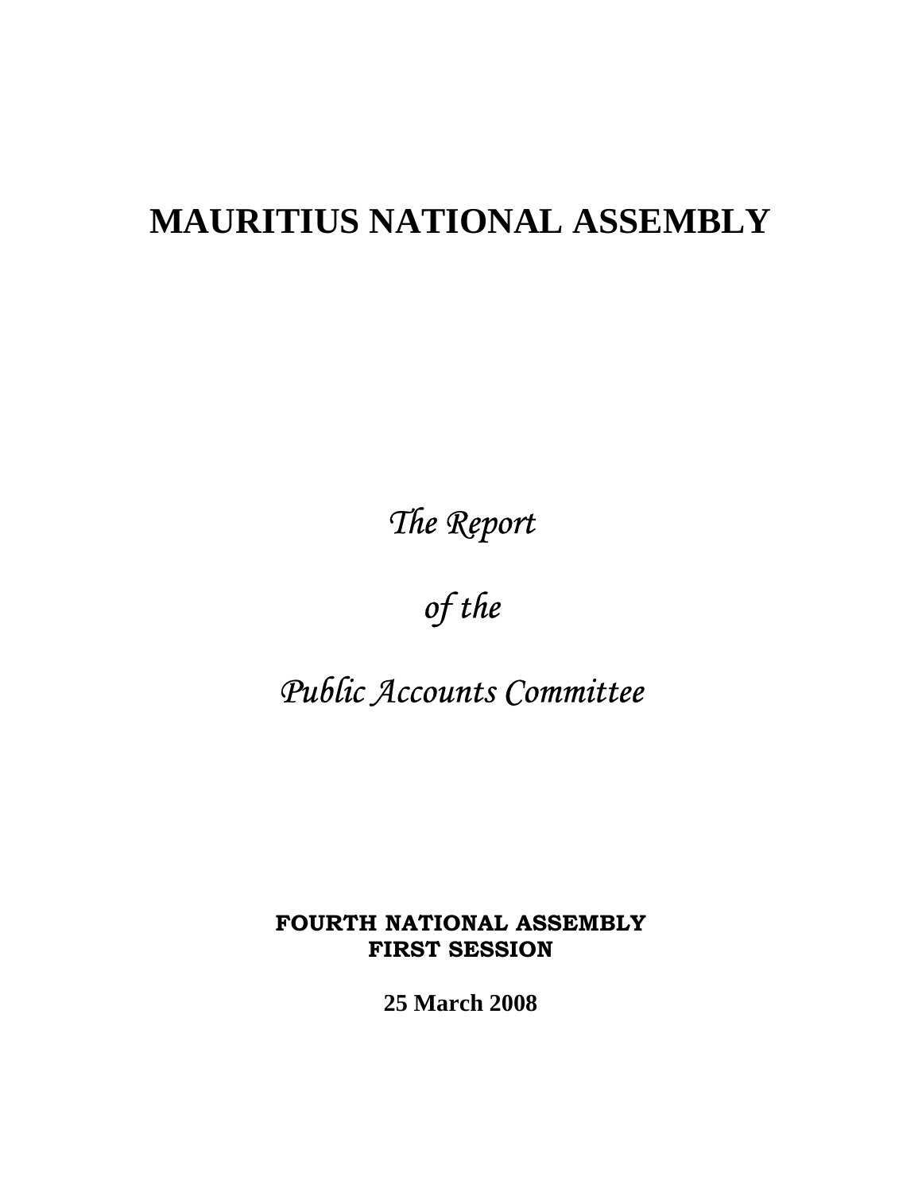# MAURITIUS NATIONAL ASSEMBLY

*The Report*

*of the*

*Public Accounts Committee*

**FOURTH NATIONAL ASSEMBLY**
**FIRST SESSION**

**25 March 2008**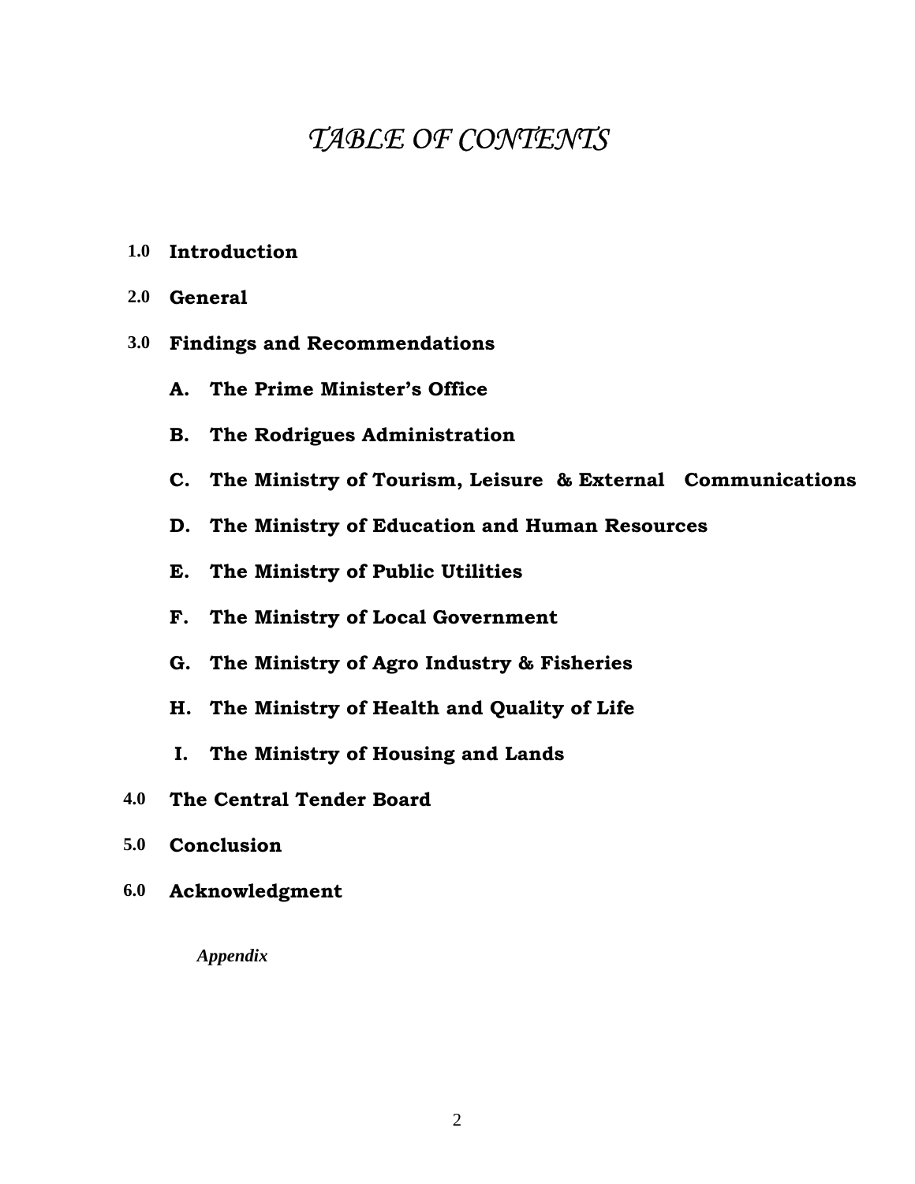# *TABLE OF CONTENTS*

**1.0 Introduction**

**2.0 General**

**3.0 Findings and Recommendations**

- **A. The Prime Minister's Office**
- **B. The Rodrigues Administration**
- **C. The Ministry of Tourism, Leisure & External Communications**
- **D. The Ministry of Education and Human Resources**
- **E. The Ministry of Public Utilities**
- **F. The Ministry of Local Government**
- **G. The Ministry of Agro Industry & Fisheries**
- **H. The Ministry of Health and Quality of Life**
- **I. The Ministry of Housing and Lands**

**4.0 The Central Tender Board**

**5.0 Conclusion**

**6.0 Acknowledgment**

*Appendix*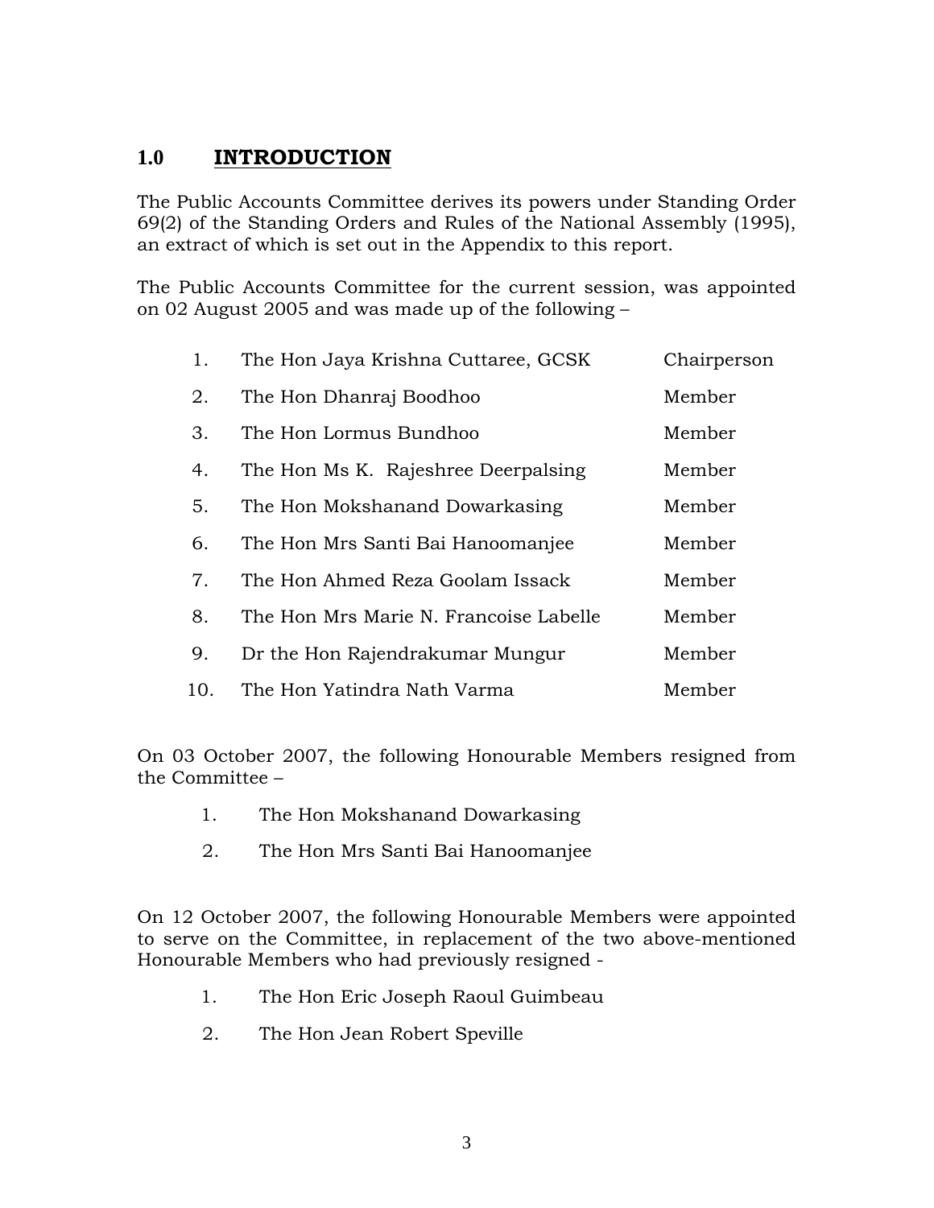## 1.0 INTRODUCTION

The Public Accounts Committee derives its powers under Standing Order 69(2) of the Standing Orders and Rules of the National Assembly (1995), an extract of which is set out in the Appendix to this report.

The Public Accounts Committee for the current session, was appointed on 02 August 2005 and was made up of the following –

| | | |
|---|---|---|
| 1. | The Hon Jaya Krishna Cuttaree, GCSK | Chairperson |
| 2. | The Hon Dhanraj Boodhoo | Member |
| 3. | The Hon Lormus Bundhoo | Member |
| 4. | The Hon Ms K. Rajeshree Deerpalsing | Member |
| 5. | The Hon Mokshanand Dowarkasing | Member |
| 6. | The Hon Mrs Santi Bai Hanoomanjee | Member |
| 7. | The Hon Ahmed Reza Goolam Issack | Member |
| 8. | The Hon Mrs Marie N. Francoise Labelle | Member |
| 9. | Dr the Hon Rajendrakumar Mungur | Member |
| 10. | The Hon Yatindra Nath Varma | Member |

On 03 October 2007, the following Honourable Members resigned from the Committee –

1. The Hon Mokshanand Dowarkasing
2. The Hon Mrs Santi Bai Hanoomanjee

On 12 October 2007, the following Honourable Members were appointed to serve on the Committee, in replacement of the two above-mentioned Honourable Members who had previously resigned -

1. The Hon Eric Joseph Raoul Guimbeau
2. The Hon Jean Robert Speville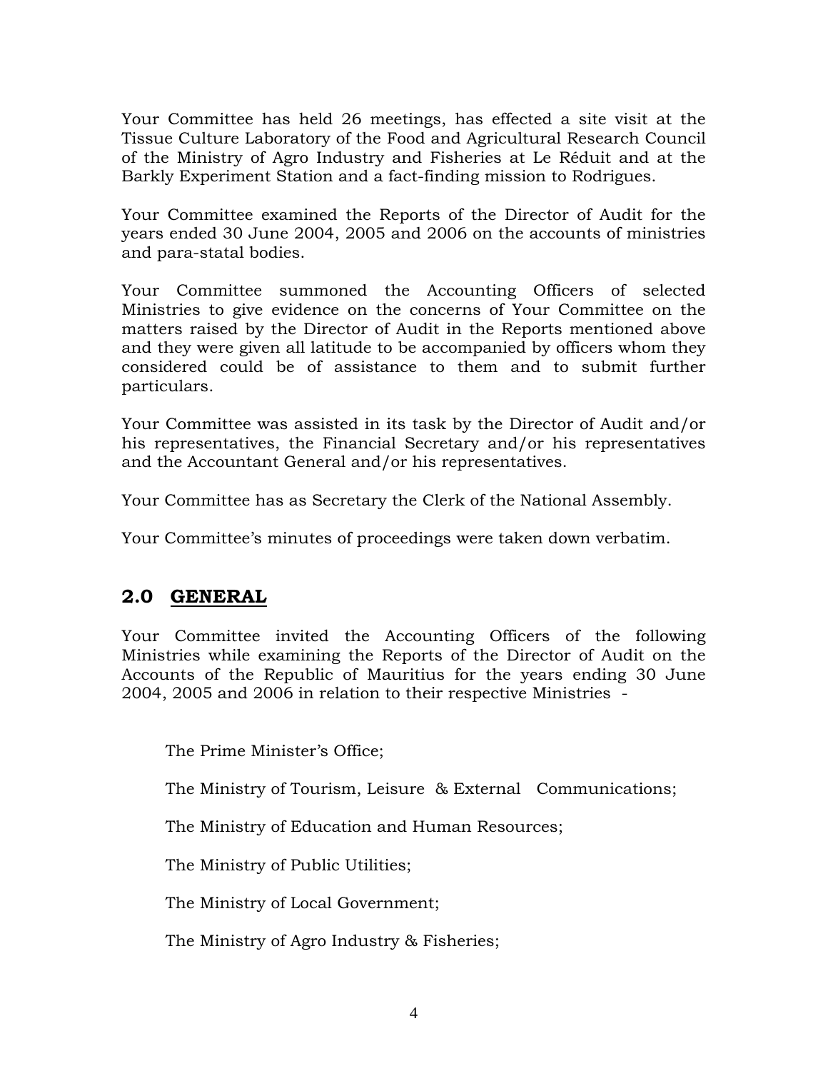Your Committee has held 26 meetings, has effected a site visit at the Tissue Culture Laboratory of the Food and Agricultural Research Council of the Ministry of Agro Industry and Fisheries at Le Réduit and at the Barkly Experiment Station and a fact-finding mission to Rodrigues.

Your Committee examined the Reports of the Director of Audit for the years ended 30 June 2004, 2005 and 2006 on the accounts of ministries and para-statal bodies.

Your Committee summoned the Accounting Officers of selected Ministries to give evidence on the concerns of Your Committee on the matters raised by the Director of Audit in the Reports mentioned above and they were given all latitude to be accompanied by officers whom they considered could be of assistance to them and to submit further particulars.

Your Committee was assisted in its task by the Director of Audit and/or his representatives, the Financial Secretary and/or his representatives and the Accountant General and/or his representatives.

Your Committee has as Secretary the Clerk of the National Assembly.

Your Committee's minutes of proceedings were taken down verbatim.

## 2.0 GENERAL

Your Committee invited the Accounting Officers of the following Ministries while examining the Reports of the Director of Audit on the Accounts of the Republic of Mauritius for the years ending 30 June 2004, 2005 and 2006 in relation to their respective Ministries -

The Prime Minister's Office;

The Ministry of Tourism, Leisure & External Communications;

The Ministry of Education and Human Resources;

The Ministry of Public Utilities;

The Ministry of Local Government;

The Ministry of Agro Industry & Fisheries;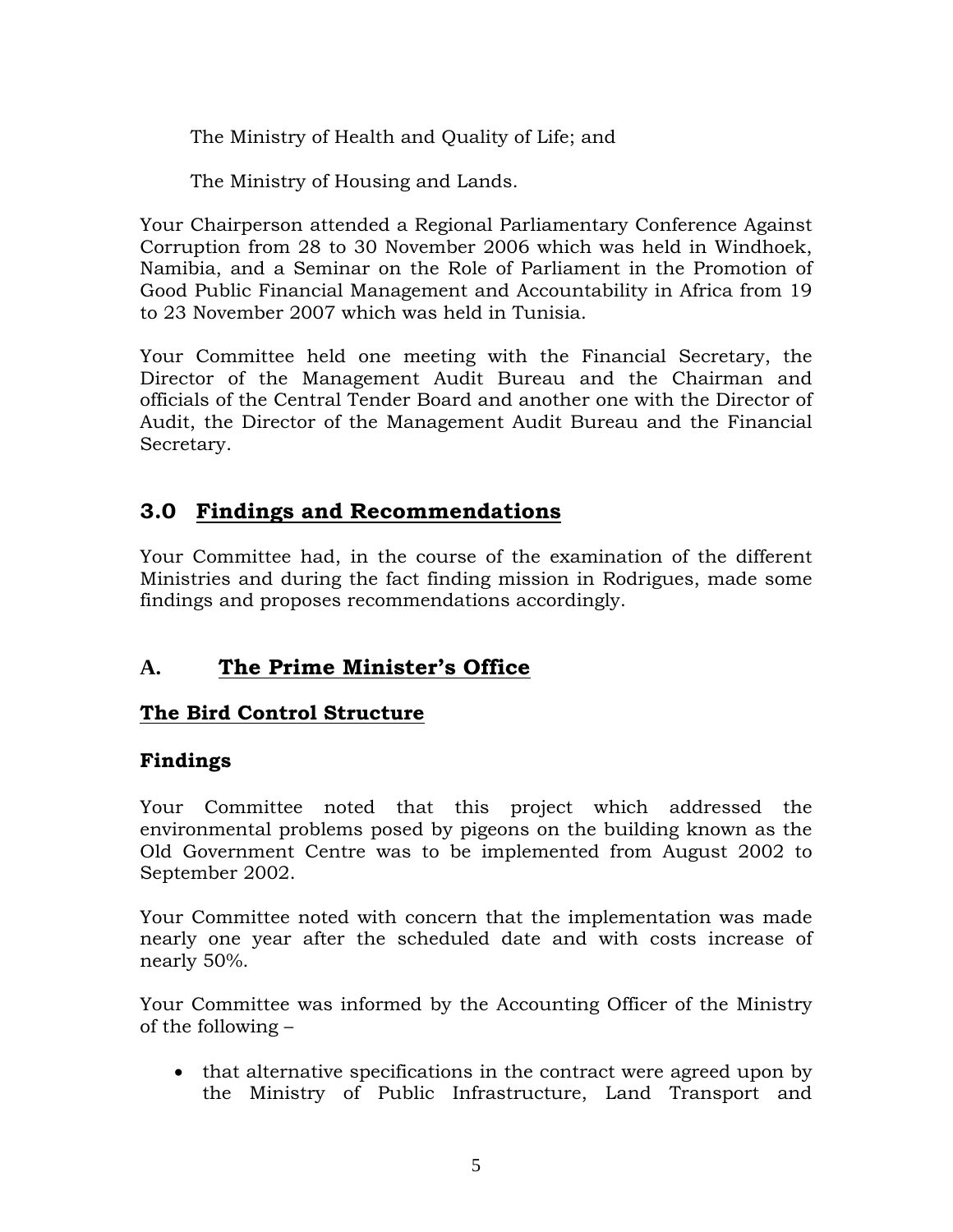The Ministry of Health and Quality of Life; and

The Ministry of Housing and Lands.

Your Chairperson attended a Regional Parliamentary Conference Against Corruption from 28 to 30 November 2006 which was held in Windhoek, Namibia, and a Seminar on the Role of Parliament in the Promotion of Good Public Financial Management and Accountability in Africa from 19 to 23 November 2007 which was held in Tunisia.

Your Committee held one meeting with the Financial Secretary, the Director of the Management Audit Bureau and the Chairman and officials of the Central Tender Board and another one with the Director of Audit, the Director of the Management Audit Bureau and the Financial Secretary.

## 3.0 <u>Findings and Recommendations</u>

Your Committee had, in the course of the examination of the different Ministries and during the fact finding mission in Rodrigues, made some findings and proposes recommendations accordingly.

## A. <u>The Prime Minister's Office</u>

### <u>The Bird Control Structure</u>

### Findings

Your Committee noted that this project which addressed the environmental problems posed by pigeons on the building known as the Old Government Centre was to be implemented from August 2002 to September 2002.

Your Committee noted with concern that the implementation was made nearly one year after the scheduled date and with costs increase of nearly 50%.

Your Committee was informed by the Accounting Officer of the Ministry of the following –

- that alternative specifications in the contract were agreed upon by the Ministry of Public Infrastructure, Land Transport and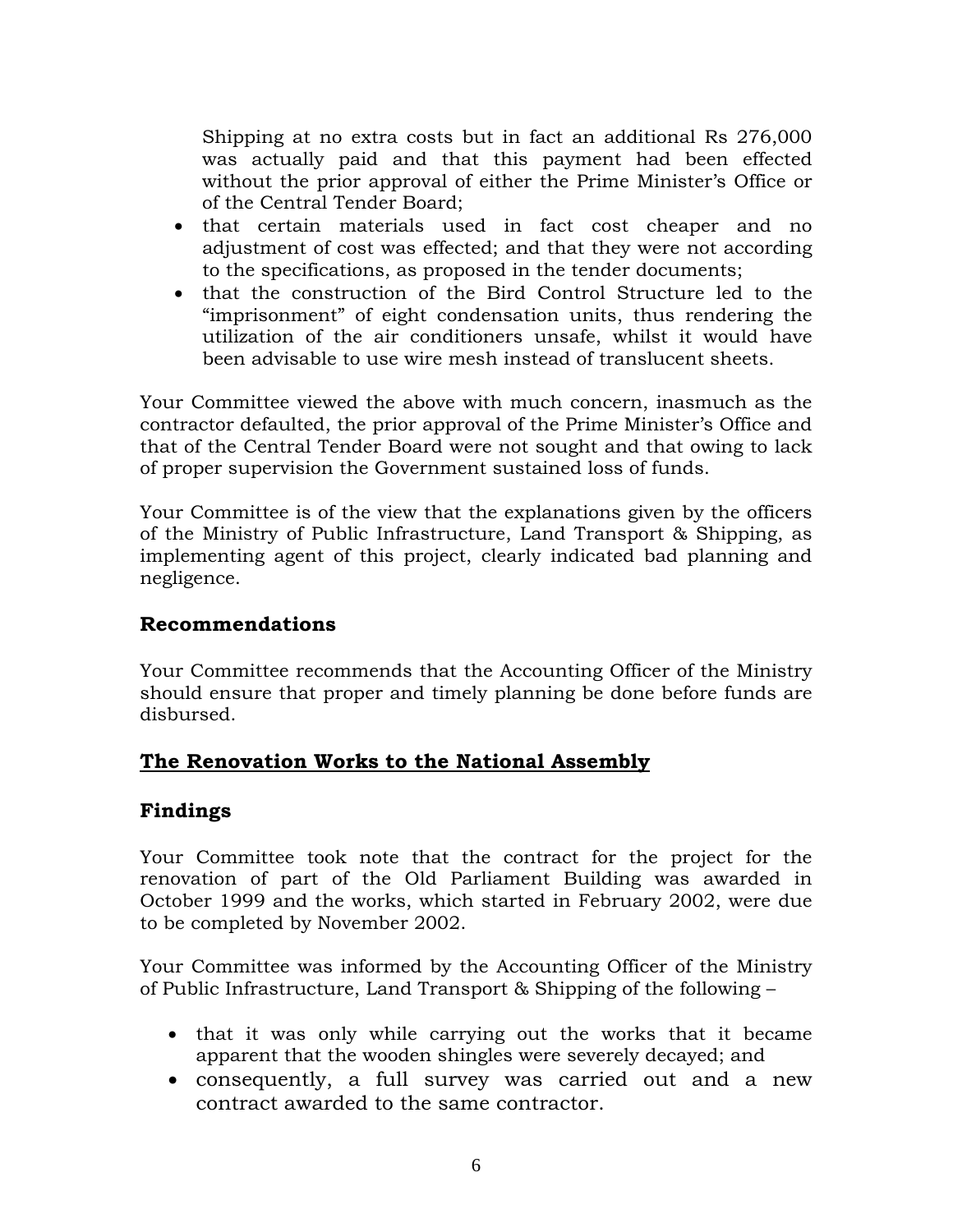Shipping at no extra costs but in fact an additional Rs 276,000 was actually paid and that this payment had been effected without the prior approval of either the Prime Minister's Office or of the Central Tender Board;

- that certain materials used in fact cost cheaper and no adjustment of cost was effected; and that they were not according to the specifications, as proposed in the tender documents;
- that the construction of the Bird Control Structure led to the "imprisonment" of eight condensation units, thus rendering the utilization of the air conditioners unsafe, whilst it would have been advisable to use wire mesh instead of translucent sheets.

Your Committee viewed the above with much concern, inasmuch as the contractor defaulted, the prior approval of the Prime Minister's Office and that of the Central Tender Board were not sought and that owing to lack of proper supervision the Government sustained loss of funds.

Your Committee is of the view that the explanations given by the officers of the Ministry of Public Infrastructure, Land Transport & Shipping, as implementing agent of this project, clearly indicated bad planning and negligence.

## Recommendations

Your Committee recommends that the Accounting Officer of the Ministry should ensure that proper and timely planning be done before funds are disbursed.

## <u>The Renovation Works to the National Assembly</u>

## Findings

Your Committee took note that the contract for the project for the renovation of part of the Old Parliament Building was awarded in October 1999 and the works, which started in February 2002, were due to be completed by November 2002.

Your Committee was informed by the Accounting Officer of the Ministry of Public Infrastructure, Land Transport & Shipping of the following –

- that it was only while carrying out the works that it became apparent that the wooden shingles were severely decayed; and
- consequently, a full survey was carried out and a new contract awarded to the same contractor.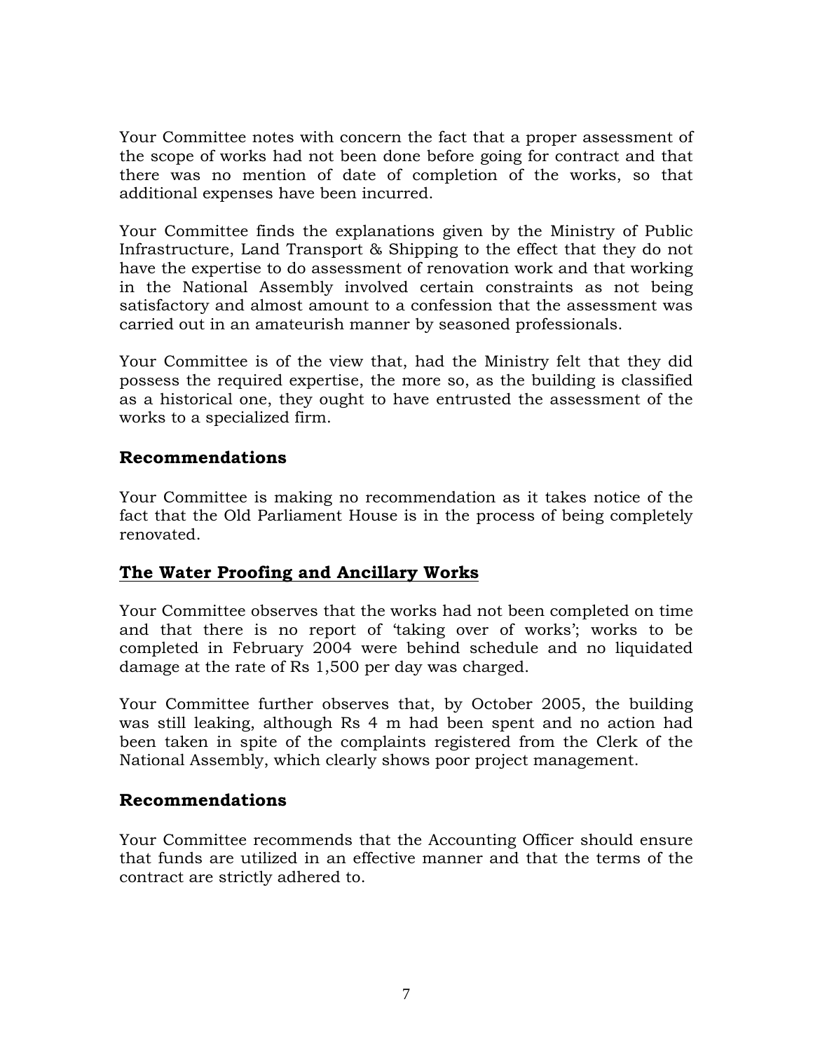Your Committee notes with concern the fact that a proper assessment of the scope of works had not been done before going for contract and that there was no mention of date of completion of the works, so that additional expenses have been incurred.

Your Committee finds the explanations given by the Ministry of Public Infrastructure, Land Transport & Shipping to the effect that they do not have the expertise to do assessment of renovation work and that working in the National Assembly involved certain constraints as not being satisfactory and almost amount to a confession that the assessment was carried out in an amateurish manner by seasoned professionals.

Your Committee is of the view that, had the Ministry felt that they did possess the required expertise, the more so, as the building is classified as a historical one, they ought to have entrusted the assessment of the works to a specialized firm.

## Recommendations

Your Committee is making no recommendation as it takes notice of the fact that the Old Parliament House is in the process of being completely renovated.

## <u>The Water Proofing and Ancillary Works</u>

Your Committee observes that the works had not been completed on time and that there is no report of 'taking over of works'; works to be completed in February 2004 were behind schedule and no liquidated damage at the rate of Rs 1,500 per day was charged.

Your Committee further observes that, by October 2005, the building was still leaking, although Rs 4 m had been spent and no action had been taken in spite of the complaints registered from the Clerk of the National Assembly, which clearly shows poor project management.

## Recommendations

Your Committee recommends that the Accounting Officer should ensure that funds are utilized in an effective manner and that the terms of the contract are strictly adhered to.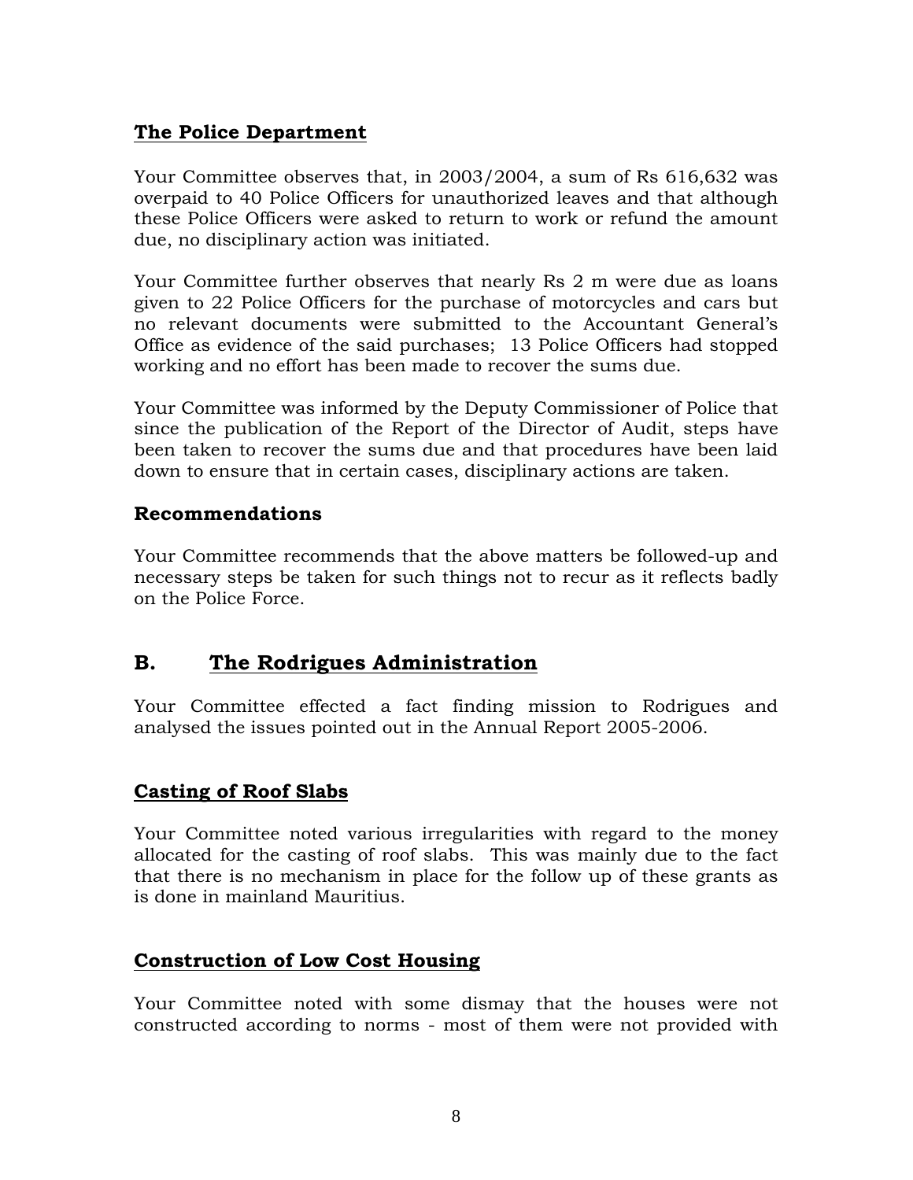### The Police Department

Your Committee observes that, in 2003/2004, a sum of Rs 616,632 was overpaid to 40 Police Officers for unauthorized leaves and that although these Police Officers were asked to return to work or refund the amount due, no disciplinary action was initiated.

Your Committee further observes that nearly Rs 2 m were due as loans given to 22 Police Officers for the purchase of motorcycles and cars but no relevant documents were submitted to the Accountant General's Office as evidence of the said purchases; 13 Police Officers had stopped working and no effort has been made to recover the sums due.

Your Committee was informed by the Deputy Commissioner of Police that since the publication of the Report of the Director of Audit, steps have been taken to recover the sums due and that procedures have been laid down to ensure that in certain cases, disciplinary actions are taken.

### Recommendations

Your Committee recommends that the above matters be followed-up and necessary steps be taken for such things not to recur as it reflects badly on the Police Force.

## B. The Rodrigues Administration

Your Committee effected a fact finding mission to Rodrigues and analysed the issues pointed out in the Annual Report 2005-2006.

### Casting of Roof Slabs

Your Committee noted various irregularities with regard to the money allocated for the casting of roof slabs. This was mainly due to the fact that there is no mechanism in place for the follow up of these grants as is done in mainland Mauritius.

### Construction of Low Cost Housing

Your Committee noted with some dismay that the houses were not constructed according to norms - most of them were not provided with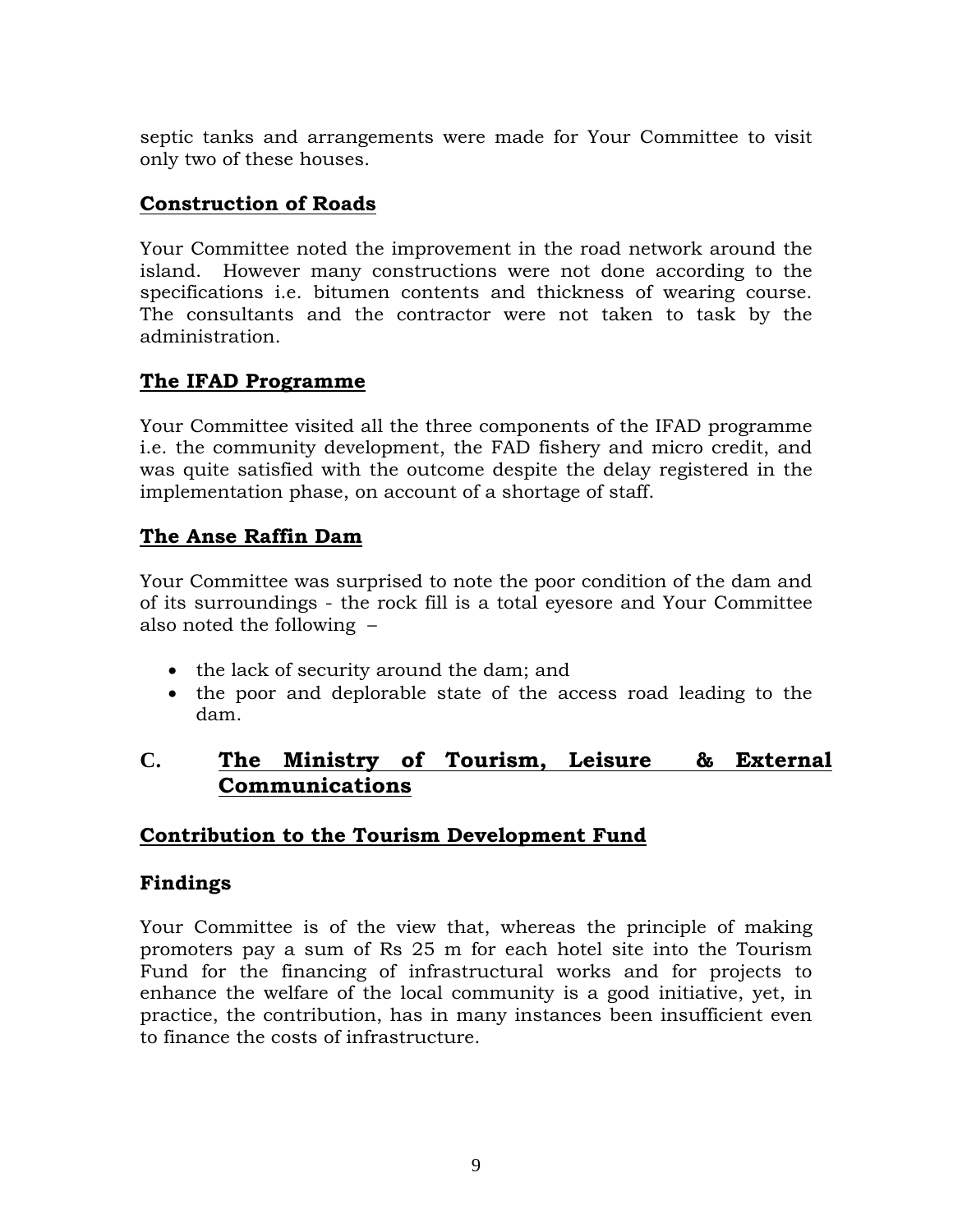septic tanks and arrangements were made for Your Committee to visit only two of these houses.

## Construction of Roads

Your Committee noted the improvement in the road network around the island. However many constructions were not done according to the specifications i.e. bitumen contents and thickness of wearing course. The consultants and the contractor were not taken to task by the administration.

## The IFAD Programme

Your Committee visited all the three components of the IFAD programme i.e. the community development, the FAD fishery and micro credit, and was quite satisfied with the outcome despite the delay registered in the implementation phase, on account of a shortage of staff.

## The Anse Raffin Dam

Your Committee was surprised to note the poor condition of the dam and of its surroundings - the rock fill is a total eyesore and Your Committee also noted the following –

- the lack of security around the dam; and
- the poor and deplorable state of the access road leading to the dam.

# C. The Ministry of Tourism, Leisure & External Communications

## Contribution to the Tourism Development Fund

### Findings

Your Committee is of the view that, whereas the principle of making promoters pay a sum of Rs 25 m for each hotel site into the Tourism Fund for the financing of infrastructural works and for projects to enhance the welfare of the local community is a good initiative, yet, in practice, the contribution, has in many instances been insufficient even to finance the costs of infrastructure.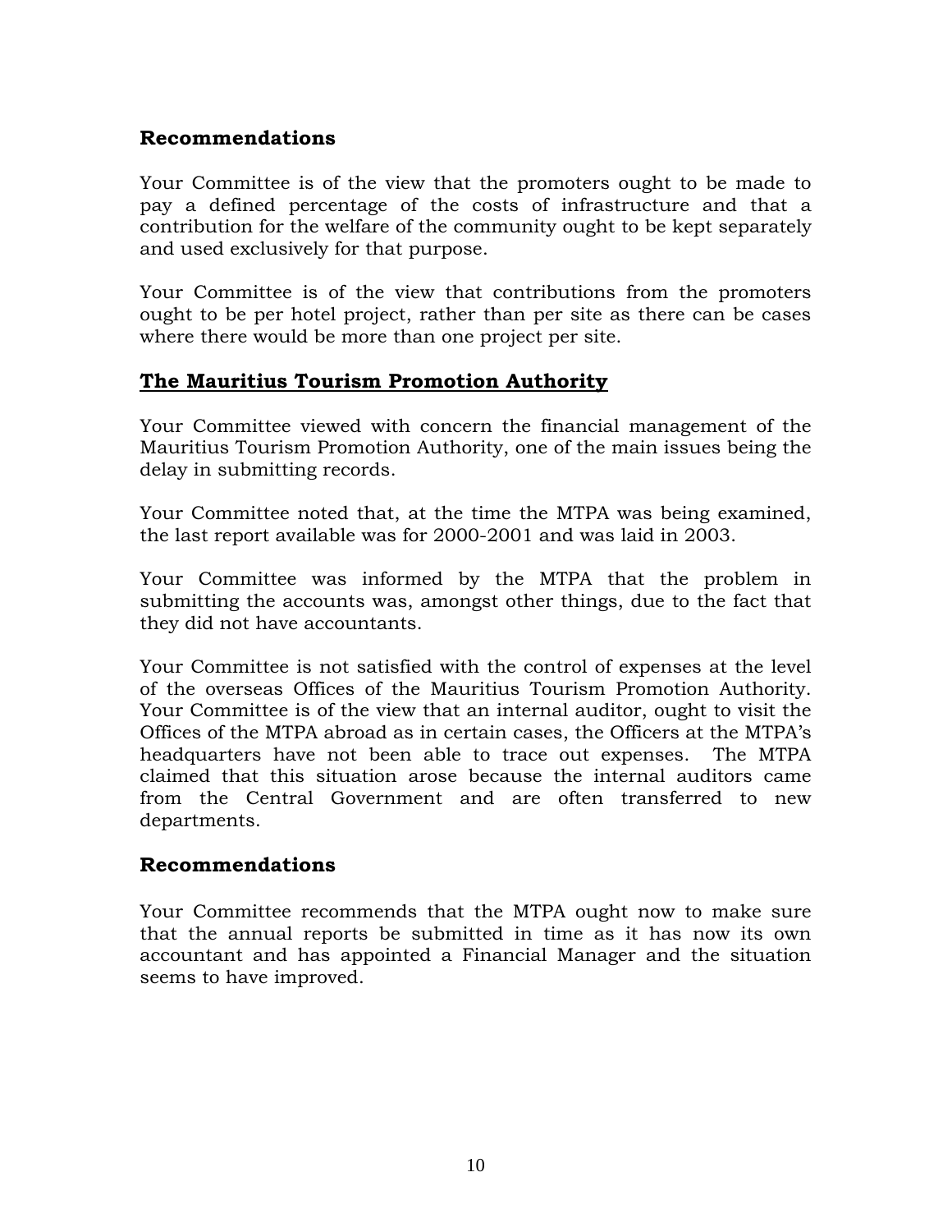## Recommendations

Your Committee is of the view that the promoters ought to be made to pay a defined percentage of the costs of infrastructure and that a contribution for the welfare of the community ought to be kept separately and used exclusively for that purpose.

Your Committee is of the view that contributions from the promoters ought to be per hotel project, rather than per site as there can be cases where there would be more than one project per site.

## The Mauritius Tourism Promotion Authority

Your Committee viewed with concern the financial management of the Mauritius Tourism Promotion Authority, one of the main issues being the delay in submitting records.

Your Committee noted that, at the time the MTPA was being examined, the last report available was for 2000-2001 and was laid in 2003.

Your Committee was informed by the MTPA that the problem in submitting the accounts was, amongst other things, due to the fact that they did not have accountants.

Your Committee is not satisfied with the control of expenses at the level of the overseas Offices of the Mauritius Tourism Promotion Authority. Your Committee is of the view that an internal auditor, ought to visit the Offices of the MTPA abroad as in certain cases, the Officers at the MTPA's headquarters have not been able to trace out expenses. The MTPA claimed that this situation arose because the internal auditors came from the Central Government and are often transferred to new departments.

## Recommendations

Your Committee recommends that the MTPA ought now to make sure that the annual reports be submitted in time as it has now its own accountant and has appointed a Financial Manager and the situation seems to have improved.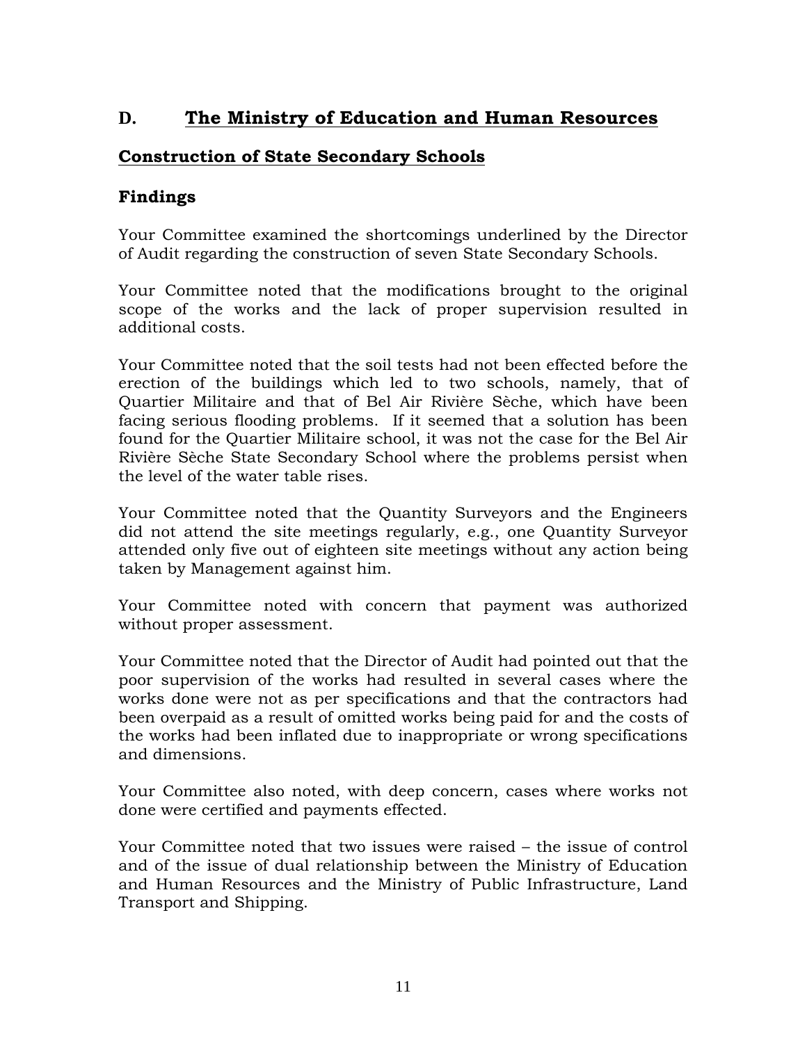## D. The Ministry of Education and Human Resources

### Construction of State Secondary Schools

### Findings

Your Committee examined the shortcomings underlined by the Director of Audit regarding the construction of seven State Secondary Schools.

Your Committee noted that the modifications brought to the original scope of the works and the lack of proper supervision resulted in additional costs.

Your Committee noted that the soil tests had not been effected before the erection of the buildings which led to two schools, namely, that of Quartier Militaire and that of Bel Air Rivière Sèche, which have been facing serious flooding problems. If it seemed that a solution has been found for the Quartier Militaire school, it was not the case for the Bel Air Rivière Sèche State Secondary School where the problems persist when the level of the water table rises.

Your Committee noted that the Quantity Surveyors and the Engineers did not attend the site meetings regularly, e.g., one Quantity Surveyor attended only five out of eighteen site meetings without any action being taken by Management against him.

Your Committee noted with concern that payment was authorized without proper assessment.

Your Committee noted that the Director of Audit had pointed out that the poor supervision of the works had resulted in several cases where the works done were not as per specifications and that the contractors had been overpaid as a result of omitted works being paid for and the costs of the works had been inflated due to inappropriate or wrong specifications and dimensions.

Your Committee also noted, with deep concern, cases where works not done were certified and payments effected.

Your Committee noted that two issues were raised – the issue of control and of the issue of dual relationship between the Ministry of Education and Human Resources and the Ministry of Public Infrastructure, Land Transport and Shipping.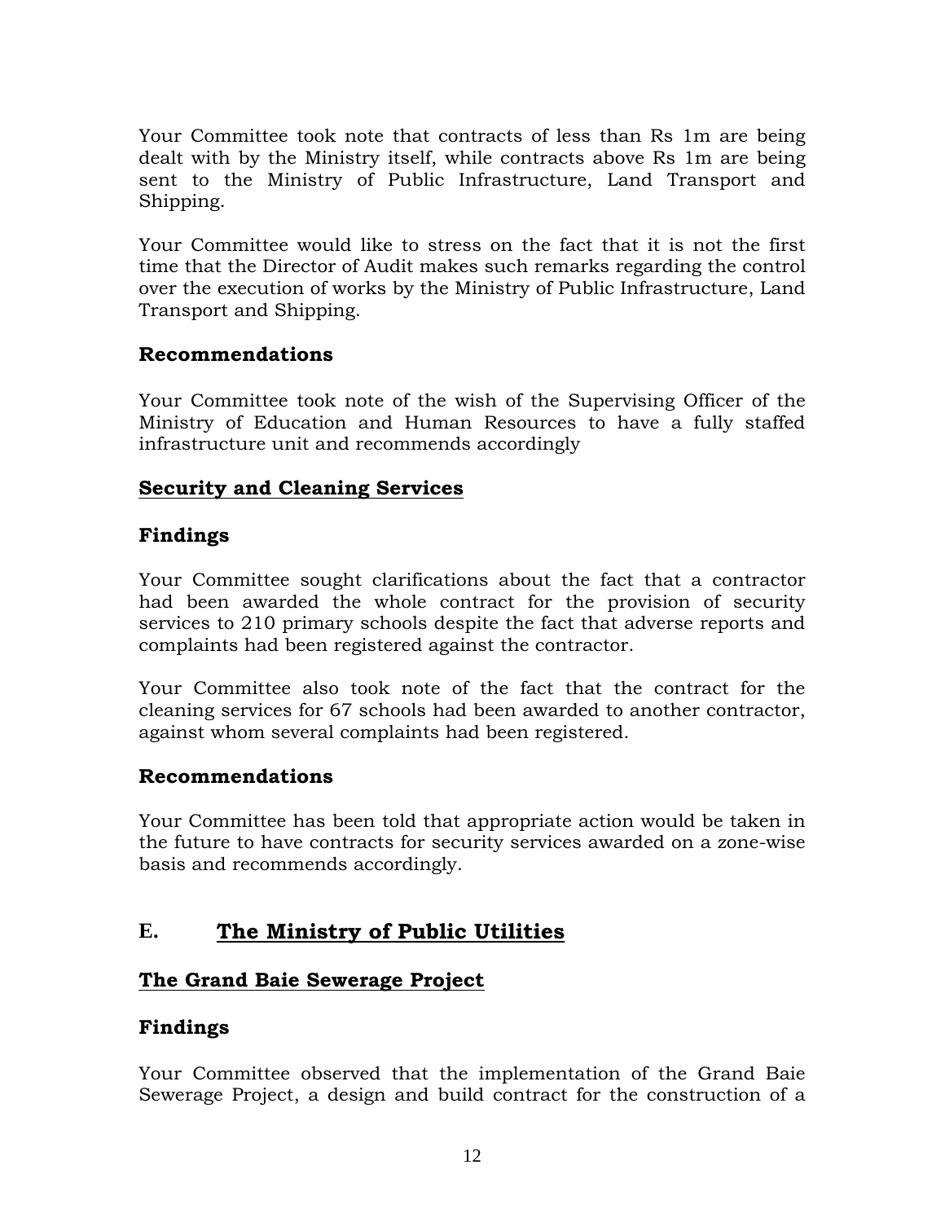Your Committee took note that contracts of less than Rs 1m are being dealt with by the Ministry itself, while contracts above Rs 1m are being sent to the Ministry of Public Infrastructure, Land Transport and Shipping.

Your Committee would like to stress on the fact that it is not the first time that the Director of Audit makes such remarks regarding the control over the execution of works by the Ministry of Public Infrastructure, Land Transport and Shipping.

### Recommendations

Your Committee took note of the wish of the Supervising Officer of the Ministry of Education and Human Resources to have a fully staffed infrastructure unit and recommends accordingly

### <u>Security and Cleaning Services</u>

### Findings

Your Committee sought clarifications about the fact that a contractor had been awarded the whole contract for the provision of security services to 210 primary schools despite the fact that adverse reports and complaints had been registered against the contractor.

Your Committee also took note of the fact that the contract for the cleaning services for 67 schools had been awarded to another contractor, against whom several complaints had been registered.

### Recommendations

Your Committee has been told that appropriate action would be taken in the future to have contracts for security services awarded on a zone-wise basis and recommends accordingly.

## E. <u>The Ministry of Public Utilities</u>

### <u>The Grand Baie Sewerage Project</u>

### Findings

Your Committee observed that the implementation of the Grand Baie Sewerage Project, a design and build contract for the construction of a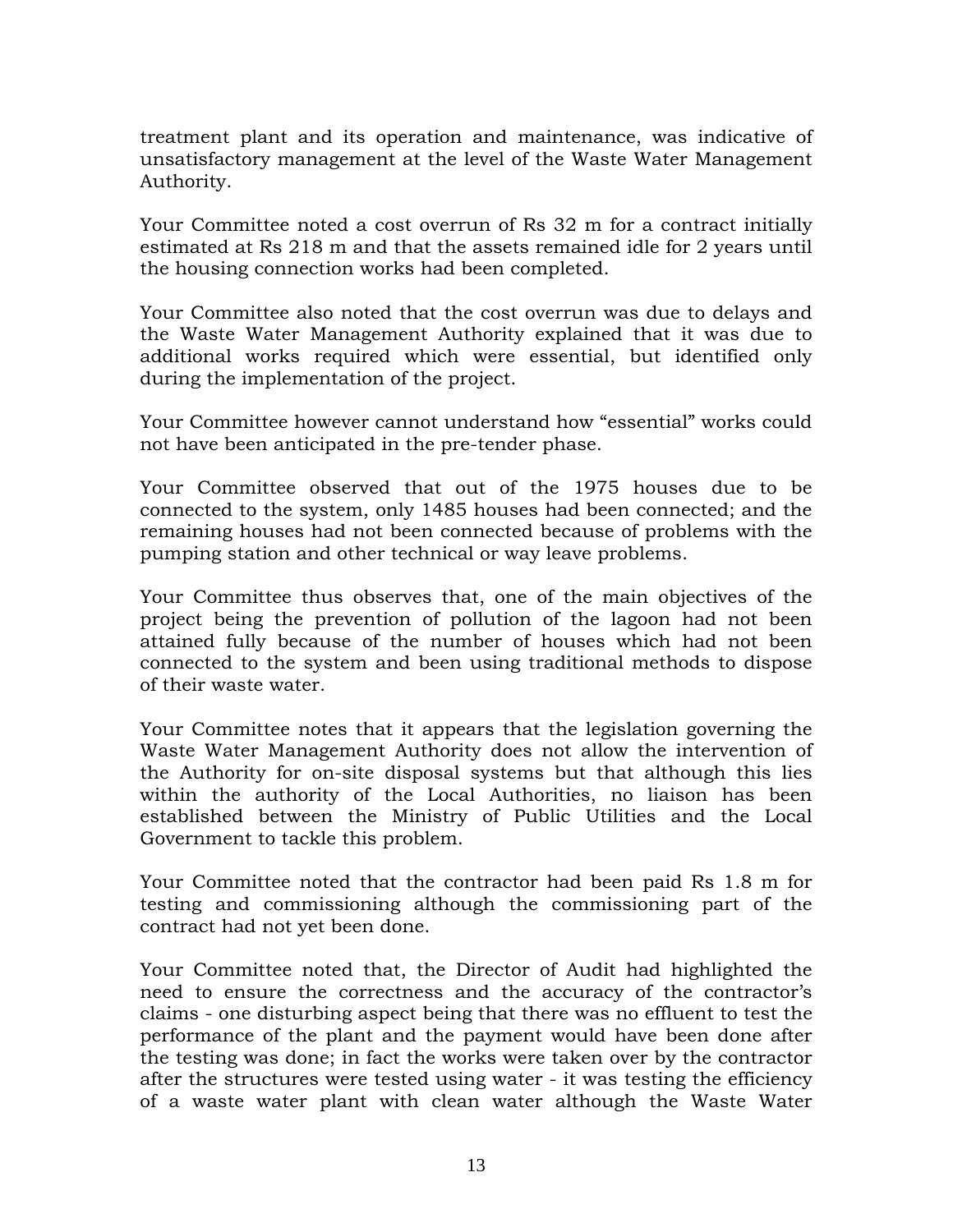treatment plant and its operation and maintenance, was indicative of unsatisfactory management at the level of the Waste Water Management Authority.

Your Committee noted a cost overrun of Rs 32 m for a contract initially estimated at Rs 218 m and that the assets remained idle for 2 years until the housing connection works had been completed.

Your Committee also noted that the cost overrun was due to delays and the Waste Water Management Authority explained that it was due to additional works required which were essential, but identified only during the implementation of the project.

Your Committee however cannot understand how "essential" works could not have been anticipated in the pre-tender phase.

Your Committee observed that out of the 1975 houses due to be connected to the system, only 1485 houses had been connected; and the remaining houses had not been connected because of problems with the pumping station and other technical or way leave problems.

Your Committee thus observes that, one of the main objectives of the project being the prevention of pollution of the lagoon had not been attained fully because of the number of houses which had not been connected to the system and been using traditional methods to dispose of their waste water.

Your Committee notes that it appears that the legislation governing the Waste Water Management Authority does not allow the intervention of the Authority for on-site disposal systems but that although this lies within the authority of the Local Authorities, no liaison has been established between the Ministry of Public Utilities and the Local Government to tackle this problem.

Your Committee noted that the contractor had been paid Rs 1.8 m for testing and commissioning although the commissioning part of the contract had not yet been done.

Your Committee noted that, the Director of Audit had highlighted the need to ensure the correctness and the accuracy of the contractor's claims - one disturbing aspect being that there was no effluent to test the performance of the plant and the payment would have been done after the testing was done; in fact the works were taken over by the contractor after the structures were tested using water - it was testing the efficiency of a waste water plant with clean water although the Waste Water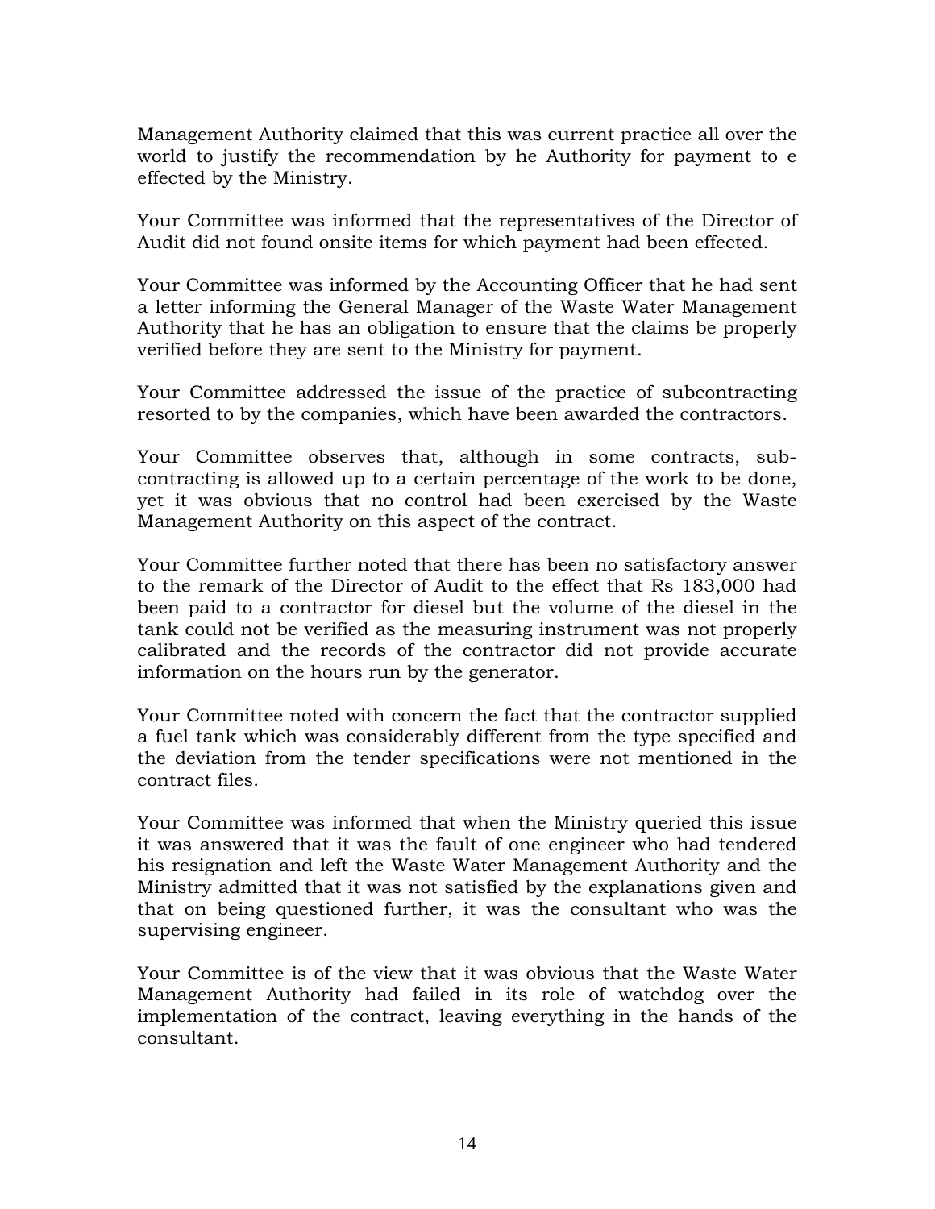Management Authority claimed that this was current practice all over the world to justify the recommendation by he Authority for payment to e effected by the Ministry.

Your Committee was informed that the representatives of the Director of Audit did not found onsite items for which payment had been effected.

Your Committee was informed by the Accounting Officer that he had sent a letter informing the General Manager of the Waste Water Management Authority that he has an obligation to ensure that the claims be properly verified before they are sent to the Ministry for payment.

Your Committee addressed the issue of the practice of subcontracting resorted to by the companies, which have been awarded the contractors.

Your Committee observes that, although in some contracts, sub-contracting is allowed up to a certain percentage of the work to be done, yet it was obvious that no control had been exercised by the Waste Management Authority on this aspect of the contract.

Your Committee further noted that there has been no satisfactory answer to the remark of the Director of Audit to the effect that Rs 183,000 had been paid to a contractor for diesel but the volume of the diesel in the tank could not be verified as the measuring instrument was not properly calibrated and the records of the contractor did not provide accurate information on the hours run by the generator.

Your Committee noted with concern the fact that the contractor supplied a fuel tank which was considerably different from the type specified and the deviation from the tender specifications were not mentioned in the contract files.

Your Committee was informed that when the Ministry queried this issue it was answered that it was the fault of one engineer who had tendered his resignation and left the Waste Water Management Authority and the Ministry admitted that it was not satisfied by the explanations given and that on being questioned further, it was the consultant who was the supervising engineer.

Your Committee is of the view that it was obvious that the Waste Water Management Authority had failed in its role of watchdog over the implementation of the contract, leaving everything in the hands of the consultant.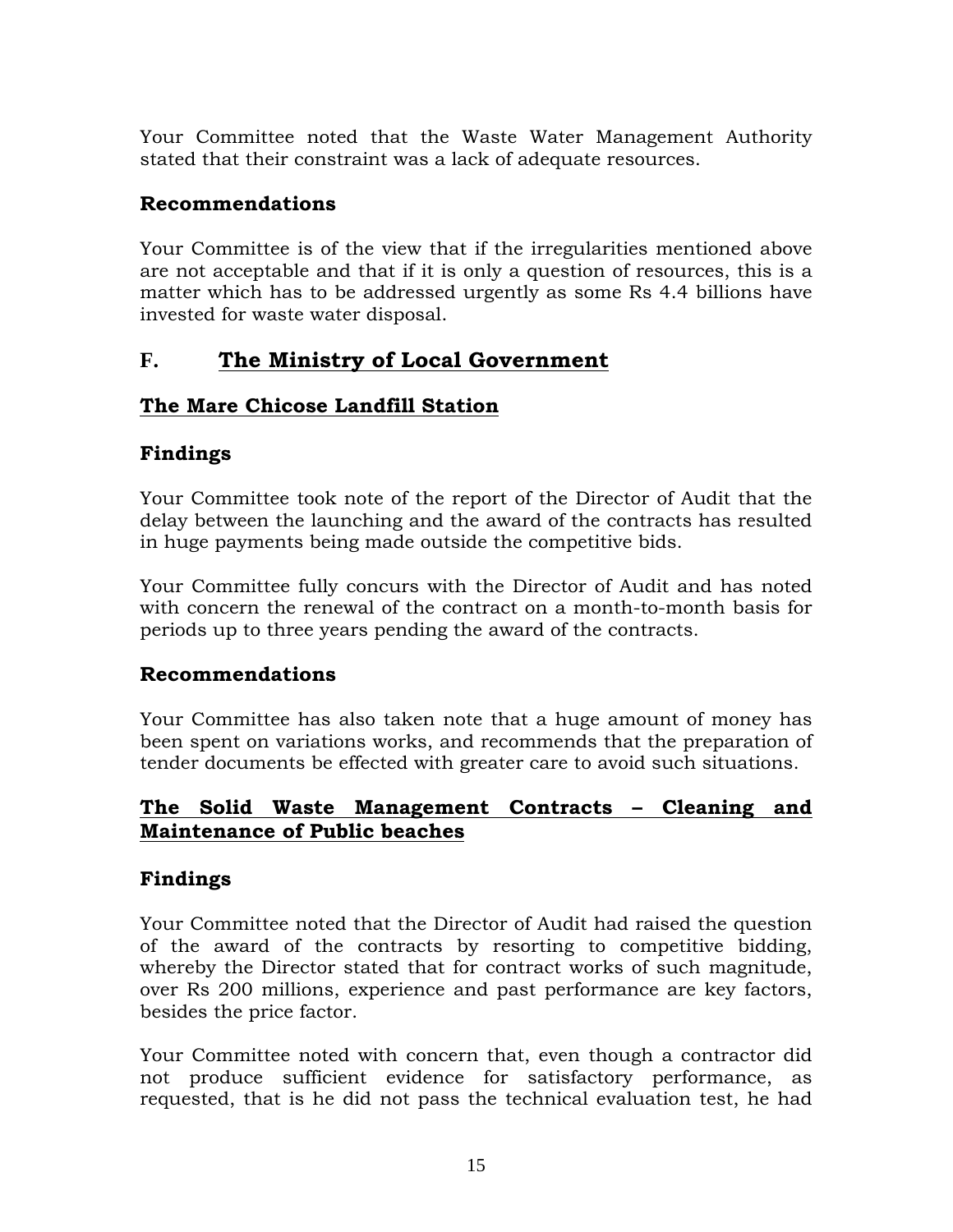Your Committee noted that the Waste Water Management Authority stated that their constraint was a lack of adequate resources.

### Recommendations

Your Committee is of the view that if the irregularities mentioned above are not acceptable and that if it is only a question of resources, this is a matter which has to be addressed urgently as some Rs 4.4 billions have invested for waste water disposal.

## F. <u>The Ministry of Local Government</u>

### <u>The Mare Chicose Landfill Station</u>

### Findings

Your Committee took note of the report of the Director of Audit that the delay between the launching and the award of the contracts has resulted in huge payments being made outside the competitive bids.

Your Committee fully concurs with the Director of Audit and has noted with concern the renewal of the contract on a month-to-month basis for periods up to three years pending the award of the contracts.

### Recommendations

Your Committee has also taken note that a huge amount of money has been spent on variations works, and recommends that the preparation of tender documents be effected with greater care to avoid such situations.

### <u>The Solid Waste Management Contracts – Cleaning and Maintenance of Public beaches</u>

### Findings

Your Committee noted that the Director of Audit had raised the question of the award of the contracts by resorting to competitive bidding, whereby the Director stated that for contract works of such magnitude, over Rs 200 millions, experience and past performance are key factors, besides the price factor.

Your Committee noted with concern that, even though a contractor did not produce sufficient evidence for satisfactory performance, as requested, that is he did not pass the technical evaluation test, he had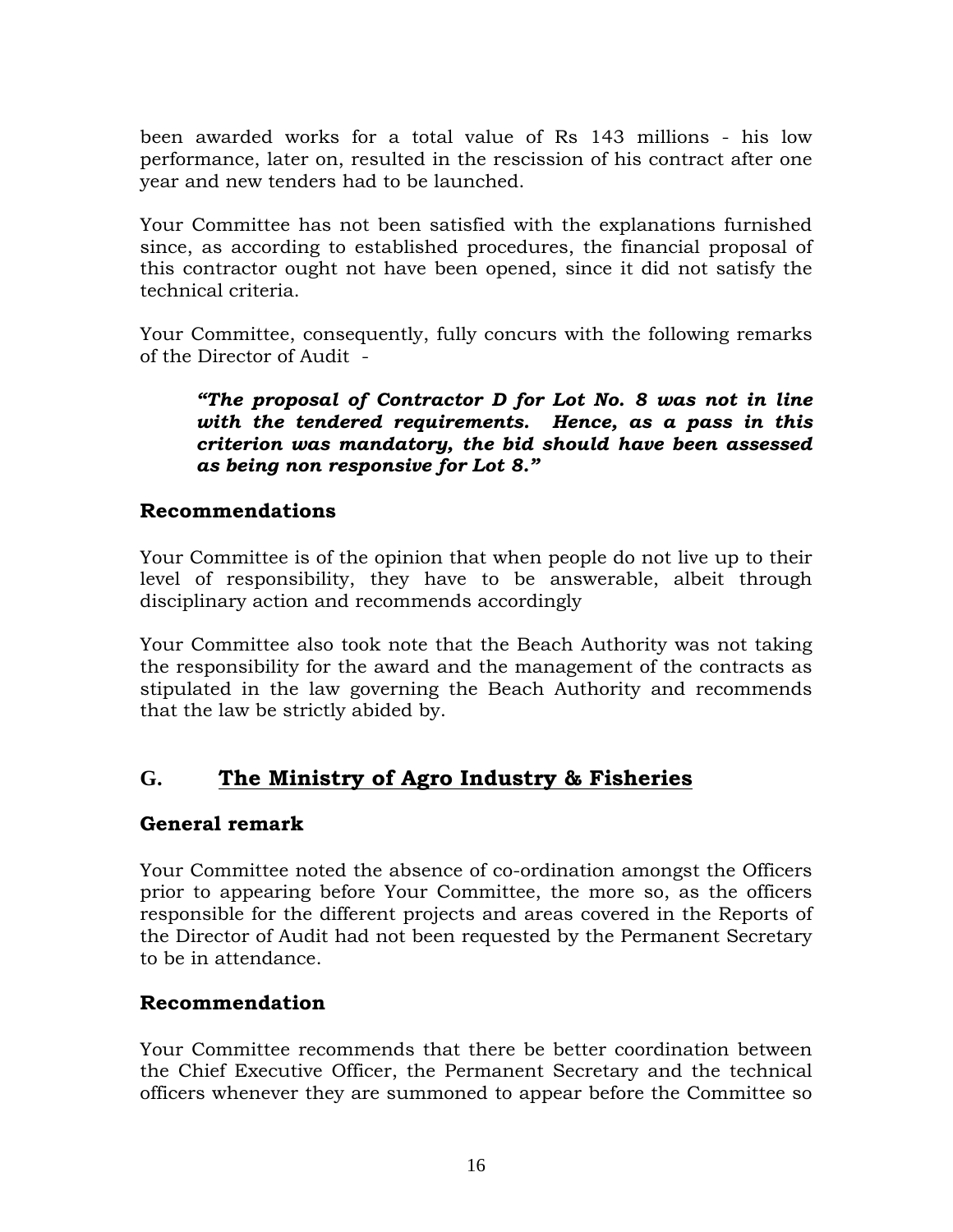been awarded works for a total value of Rs 143 millions - his low performance, later on, resulted in the rescission of his contract after one year and new tenders had to be launched.

Your Committee has not been satisfied with the explanations furnished since, as according to established procedures, the financial proposal of this contractor ought not have been opened, since it did not satisfy the technical criteria.

Your Committee, consequently, fully concurs with the following remarks of the Director of Audit -

> ***"The proposal of Contractor D for Lot No. 8 was not in line with the tendered requirements. Hence, as a pass in this criterion was mandatory, the bid should have been assessed as being non responsive for Lot 8."***

### Recommendations

Your Committee is of the opinion that when people do not live up to their level of responsibility, they have to be answerable, albeit through disciplinary action and recommends accordingly

Your Committee also took note that the Beach Authority was not taking the responsibility for the award and the management of the contracts as stipulated in the law governing the Beach Authority and recommends that the law be strictly abided by.

## G. <u>The Ministry of Agro Industry & Fisheries</u>

### General remark

Your Committee noted the absence of co-ordination amongst the Officers prior to appearing before Your Committee, the more so, as the officers responsible for the different projects and areas covered in the Reports of the Director of Audit had not been requested by the Permanent Secretary to be in attendance.

### Recommendation

Your Committee recommends that there be better coordination between the Chief Executive Officer, the Permanent Secretary and the technical officers whenever they are summoned to appear before the Committee so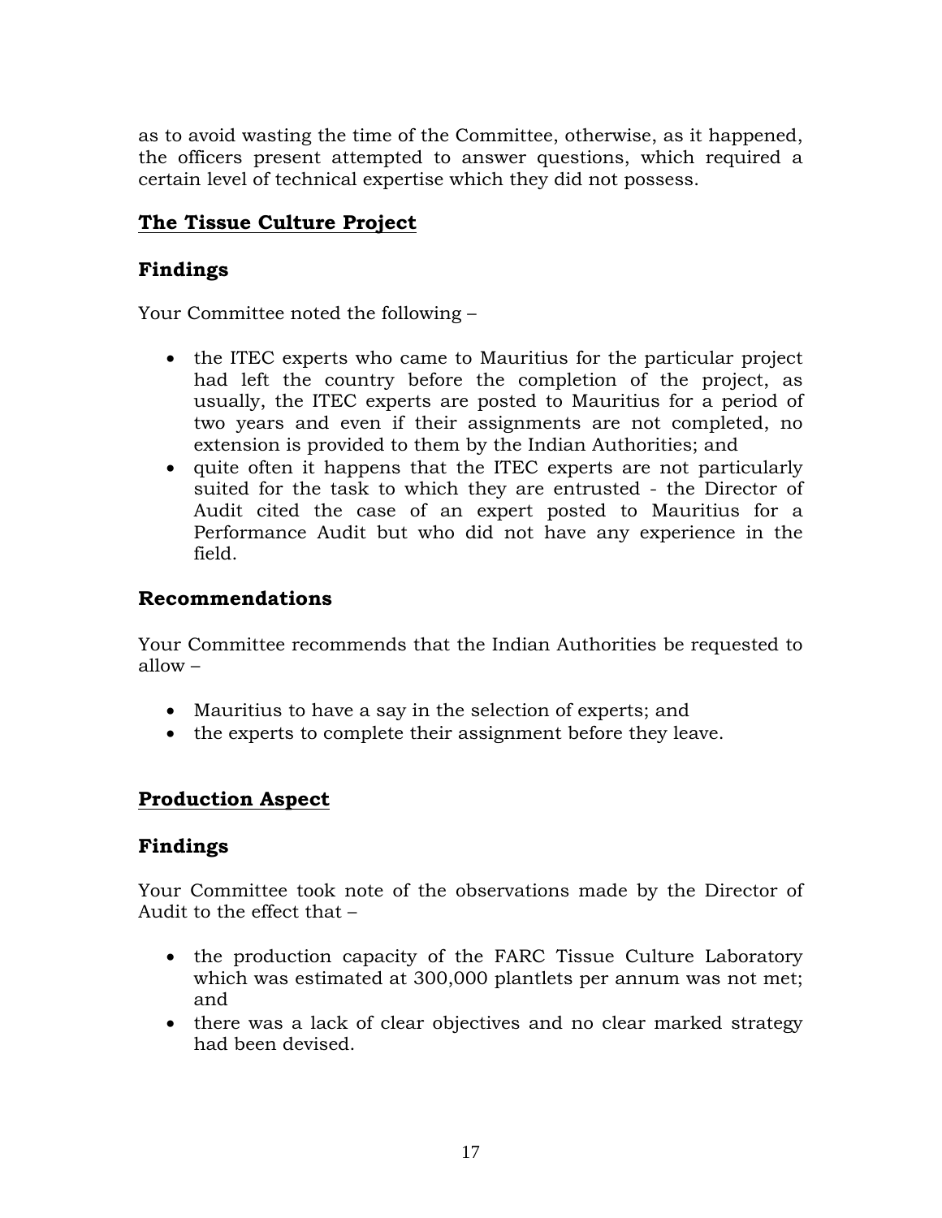as to avoid wasting the time of the Committee, otherwise, as it happened, the officers present attempted to answer questions, which required a certain level of technical expertise which they did not possess.

## <u>The Tissue Culture Project</u>

### Findings

Your Committee noted the following –

- the ITEC experts who came to Mauritius for the particular project had left the country before the completion of the project, as usually, the ITEC experts are posted to Mauritius for a period of two years and even if their assignments are not completed, no extension is provided to them by the Indian Authorities; and
- quite often it happens that the ITEC experts are not particularly suited for the task to which they are entrusted - the Director of Audit cited the case of an expert posted to Mauritius for a Performance Audit but who did not have any experience in the field.

### Recommendations

Your Committee recommends that the Indian Authorities be requested to allow –

- Mauritius to have a say in the selection of experts; and
- the experts to complete their assignment before they leave.

## <u>Production Aspect</u>

### Findings

Your Committee took note of the observations made by the Director of Audit to the effect that –

- the production capacity of the FARC Tissue Culture Laboratory which was estimated at 300,000 plantlets per annum was not met; and
- there was a lack of clear objectives and no clear marked strategy had been devised.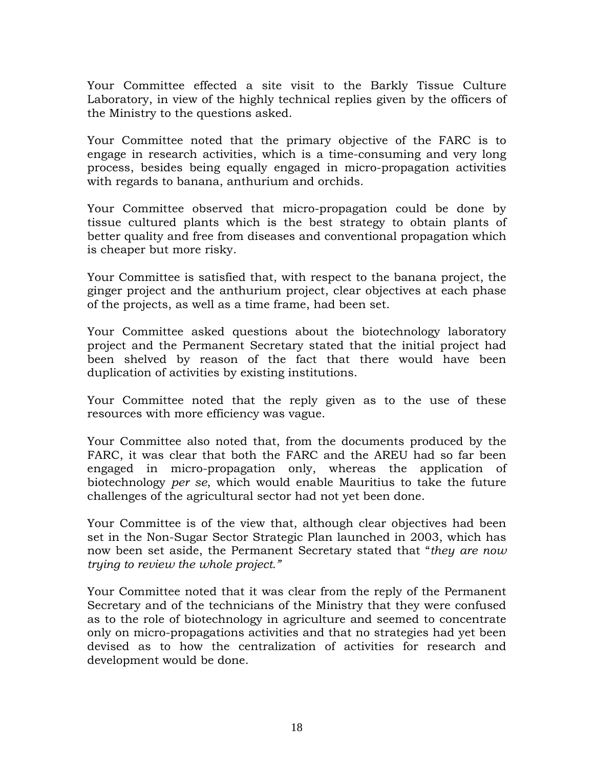Your Committee effected a site visit to the Barkly Tissue Culture Laboratory, in view of the highly technical replies given by the officers of the Ministry to the questions asked.

Your Committee noted that the primary objective of the FARC is to engage in research activities, which is a time-consuming and very long process, besides being equally engaged in micro-propagation activities with regards to banana, anthurium and orchids.

Your Committee observed that micro-propagation could be done by tissue cultured plants which is the best strategy to obtain plants of better quality and free from diseases and conventional propagation which is cheaper but more risky.

Your Committee is satisfied that, with respect to the banana project, the ginger project and the anthurium project, clear objectives at each phase of the projects, as well as a time frame, had been set.

Your Committee asked questions about the biotechnology laboratory project and the Permanent Secretary stated that the initial project had been shelved by reason of the fact that there would have been duplication of activities by existing institutions.

Your Committee noted that the reply given as to the use of these resources with more efficiency was vague.

Your Committee also noted that, from the documents produced by the FARC, it was clear that both the FARC and the AREU had so far been engaged in micro-propagation only, whereas the application of biotechnology *per se*, which would enable Mauritius to take the future challenges of the agricultural sector had not yet been done.

Your Committee is of the view that, although clear objectives had been set in the Non-Sugar Sector Strategic Plan launched in 2003, which has now been set aside, the Permanent Secretary stated that "*they are now trying to review the whole project.*"

Your Committee noted that it was clear from the reply of the Permanent Secretary and of the technicians of the Ministry that they were confused as to the role of biotechnology in agriculture and seemed to concentrate only on micro-propagations activities and that no strategies had yet been devised as to how the centralization of activities for research and development would be done.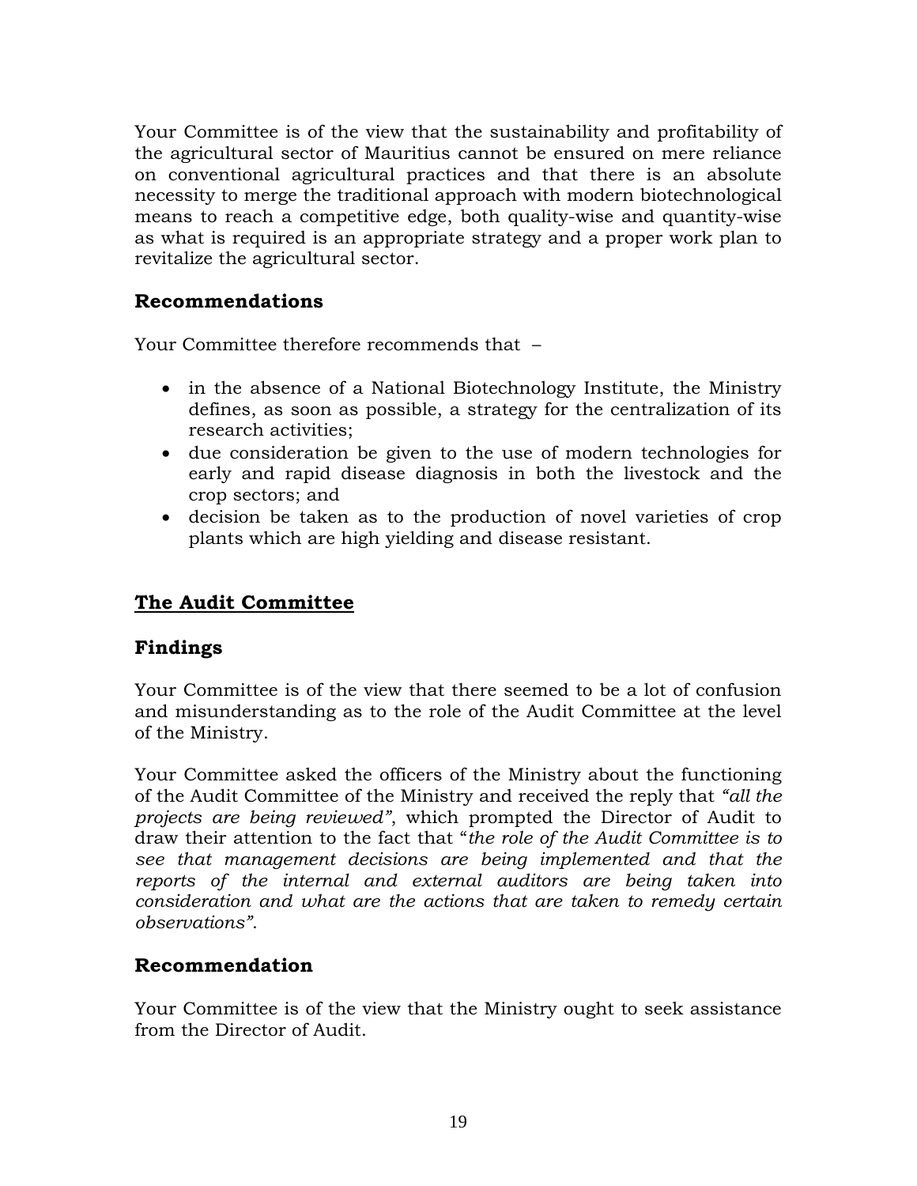Your Committee is of the view that the sustainability and profitability of the agricultural sector of Mauritius cannot be ensured on mere reliance on conventional agricultural practices and that there is an absolute necessity to merge the traditional approach with modern biotechnological means to reach a competitive edge, both quality-wise and quantity-wise as what is required is an appropriate strategy and a proper work plan to revitalize the agricultural sector.

### Recommendations

Your Committee therefore recommends that –

- in the absence of a National Biotechnology Institute, the Ministry defines, as soon as possible, a strategy for the centralization of its research activities;
- due consideration be given to the use of modern technologies for early and rapid disease diagnosis in both the livestock and the crop sectors; and
- decision be taken as to the production of novel varieties of crop plants which are high yielding and disease resistant.

## The Audit Committee

### Findings

Your Committee is of the view that there seemed to be a lot of confusion and misunderstanding as to the role of the Audit Committee at the level of the Ministry.

Your Committee asked the officers of the Ministry about the functioning of the Audit Committee of the Ministry and received the reply that *"all the projects are being reviewed"*, which prompted the Director of Audit to draw their attention to the fact that "*the role of the Audit Committee is to see that management decisions are being implemented and that the reports of the internal and external auditors are being taken into consideration and what are the actions that are taken to remedy certain observations"*.

### Recommendation

Your Committee is of the view that the Ministry ought to seek assistance from the Director of Audit.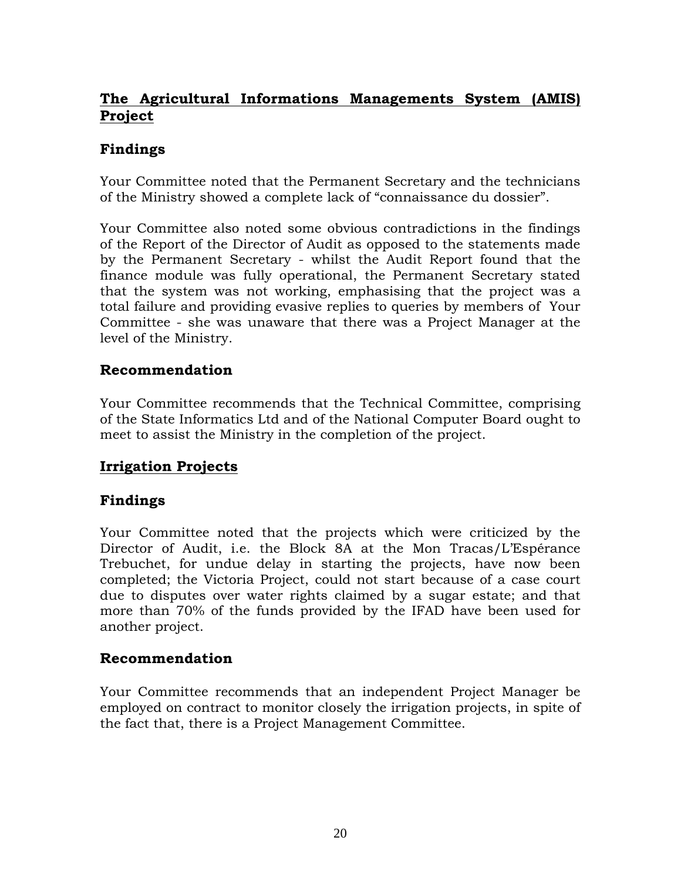## **The Agricultural Informations Managements System (AMIS) Project**

### Findings

Your Committee noted that the Permanent Secretary and the technicians of the Ministry showed a complete lack of "connaissance du dossier".

Your Committee also noted some obvious contradictions in the findings of the Report of the Director of Audit as opposed to the statements made by the Permanent Secretary - whilst the Audit Report found that the finance module was fully operational, the Permanent Secretary stated that the system was not working, emphasising that the project was a total failure and providing evasive replies to queries by members of Your Committee - she was unaware that there was a Project Manager at the level of the Ministry.

### Recommendation

Your Committee recommends that the Technical Committee, comprising of the State Informatics Ltd and of the National Computer Board ought to meet to assist the Ministry in the completion of the project.

## **Irrigation Projects**

### Findings

Your Committee noted that the projects which were criticized by the Director of Audit, i.e. the Block 8A at the Mon Tracas/L'Espérance Trebuchet, for undue delay in starting the projects, have now been completed; the Victoria Project, could not start because of a case court due to disputes over water rights claimed by a sugar estate; and that more than 70% of the funds provided by the IFAD have been used for another project.

### Recommendation

Your Committee recommends that an independent Project Manager be employed on contract to monitor closely the irrigation projects, in spite of the fact that, there is a Project Management Committee.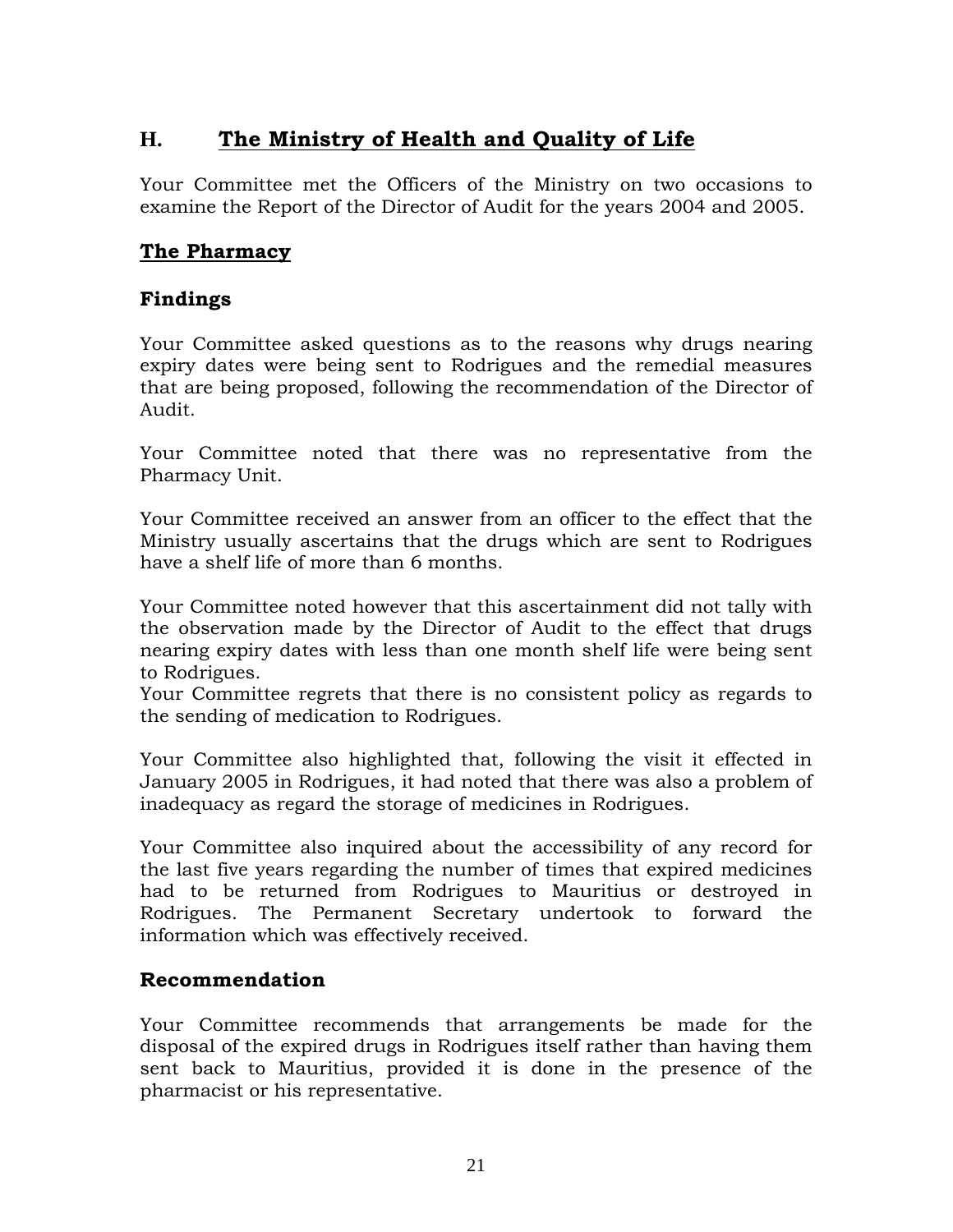## H. <u>The Ministry of Health and Quality of Life</u>

Your Committee met the Officers of the Ministry on two occasions to examine the Report of the Director of Audit for the years 2004 and 2005.

### <u>The Pharmacy</u>

### Findings

Your Committee asked questions as to the reasons why drugs nearing expiry dates were being sent to Rodrigues and the remedial measures that are being proposed, following the recommendation of the Director of Audit.

Your Committee noted that there was no representative from the Pharmacy Unit.

Your Committee received an answer from an officer to the effect that the Ministry usually ascertains that the drugs which are sent to Rodrigues have a shelf life of more than 6 months.

Your Committee noted however that this ascertainment did not tally with the observation made by the Director of Audit to the effect that drugs nearing expiry dates with less than one month shelf life were being sent to Rodrigues.
Your Committee regrets that there is no consistent policy as regards to the sending of medication to Rodrigues.

Your Committee also highlighted that, following the visit it effected in January 2005 in Rodrigues, it had noted that there was also a problem of inadequacy as regard the storage of medicines in Rodrigues.

Your Committee also inquired about the accessibility of any record for the last five years regarding the number of times that expired medicines had to be returned from Rodrigues to Mauritius or destroyed in Rodrigues. The Permanent Secretary undertook to forward the information which was effectively received.

### Recommendation

Your Committee recommends that arrangements be made for the disposal of the expired drugs in Rodrigues itself rather than having them sent back to Mauritius, provided it is done in the presence of the pharmacist or his representative.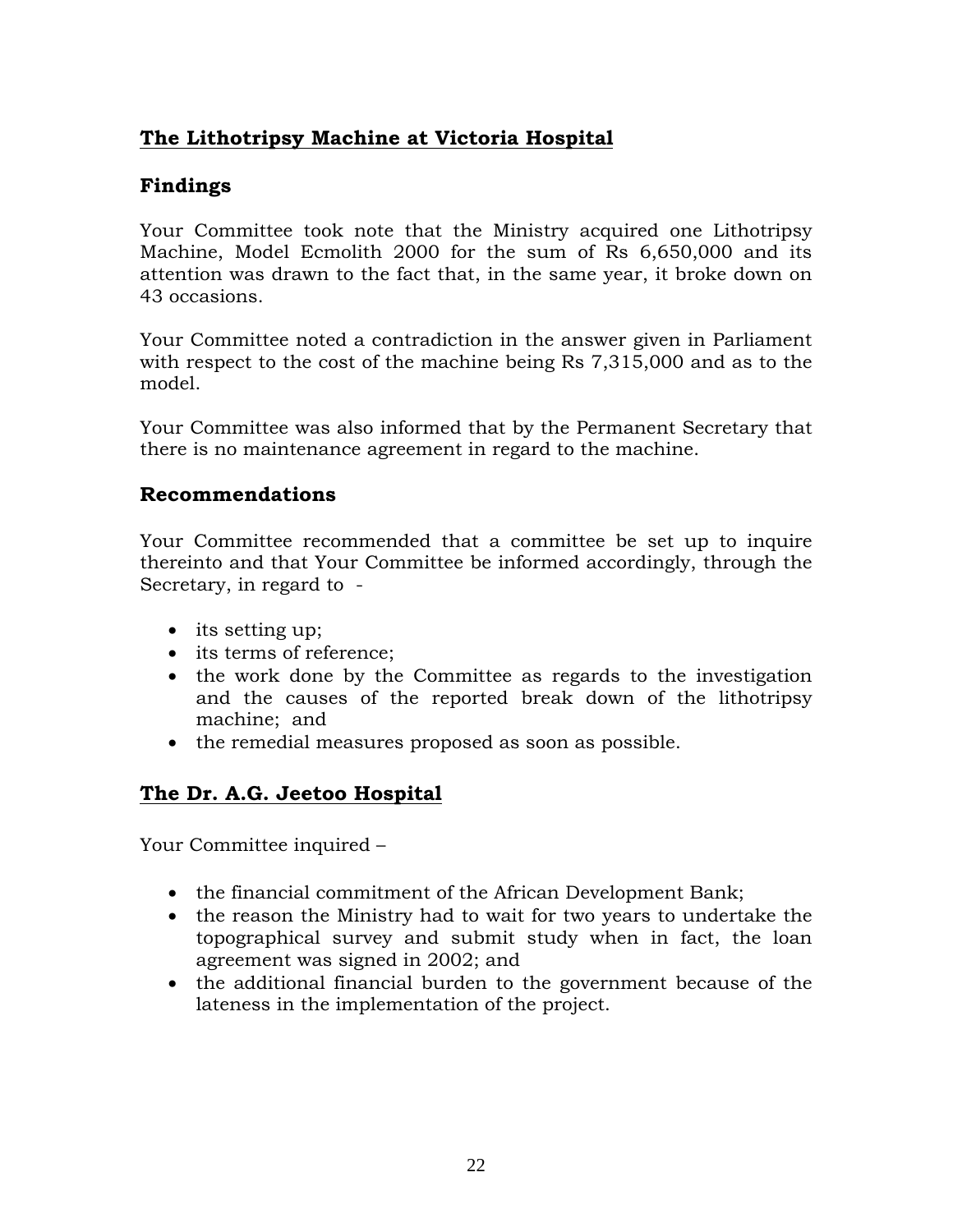## The Lithotripsy Machine at Victoria Hospital

### Findings

Your Committee took note that the Ministry acquired one Lithotripsy Machine, Model Ecmolith 2000 for the sum of Rs 6,650,000 and its attention was drawn to the fact that, in the same year, it broke down on 43 occasions.

Your Committee noted a contradiction in the answer given in Parliament with respect to the cost of the machine being Rs 7,315,000 and as to the model.

Your Committee was also informed that by the Permanent Secretary that there is no maintenance agreement in regard to the machine.

### Recommendations

Your Committee recommended that a committee be set up to inquire thereinto and that Your Committee be informed accordingly, through the Secretary, in regard to -

- its setting up;
- its terms of reference;
- the work done by the Committee as regards to the investigation and the causes of the reported break down of the lithotripsy machine; and
- the remedial measures proposed as soon as possible.

## The Dr. A.G. Jeetoo Hospital

Your Committee inquired –

- the financial commitment of the African Development Bank;
- the reason the Ministry had to wait for two years to undertake the topographical survey and submit study when in fact, the loan agreement was signed in 2002; and
- the additional financial burden to the government because of the lateness in the implementation of the project.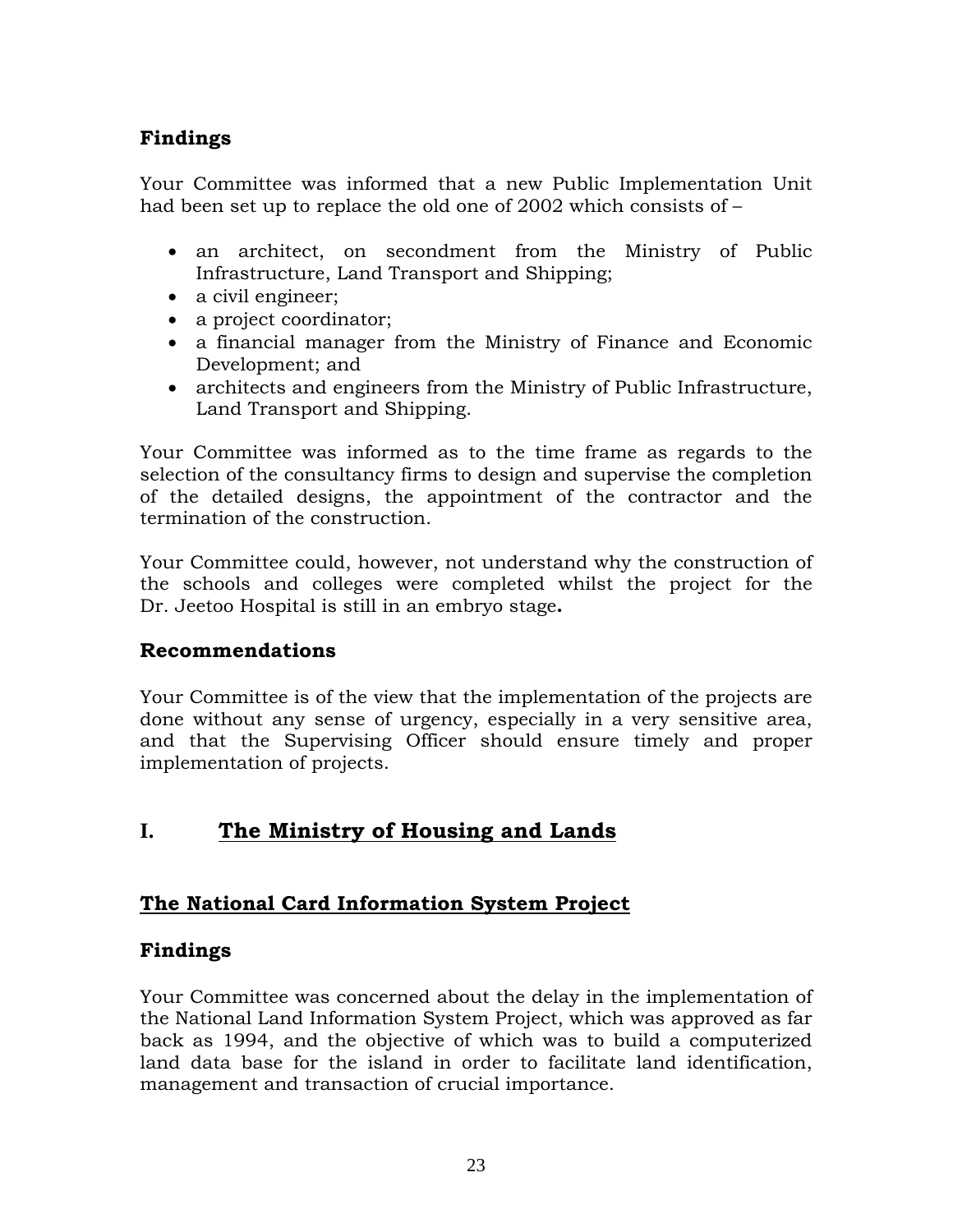### Findings

Your Committee was informed that a new Public Implementation Unit had been set up to replace the old one of 2002 which consists of –

- an architect, on secondment from the Ministry of Public Infrastructure, Land Transport and Shipping;
- a civil engineer;
- a project coordinator;
- a financial manager from the Ministry of Finance and Economic Development; and
- architects and engineers from the Ministry of Public Infrastructure, Land Transport and Shipping.

Your Committee was informed as to the time frame as regards to the selection of the consultancy firms to design and supervise the completion of the detailed designs, the appointment of the contractor and the termination of the construction.

Your Committee could, however, not understand why the construction of the schools and colleges were completed whilst the project for the Dr. Jeetoo Hospital is still in an embryo stage**.**

### Recommendations

Your Committee is of the view that the implementation of the projects are done without any sense of urgency, especially in a very sensitive area, and that the Supervising Officer should ensure timely and proper implementation of projects.

## I. The Ministry of Housing and Lands

### The National Card Information System Project

### Findings

Your Committee was concerned about the delay in the implementation of the National Land Information System Project, which was approved as far back as 1994, and the objective of which was to build a computerized land data base for the island in order to facilitate land identification, management and transaction of crucial importance.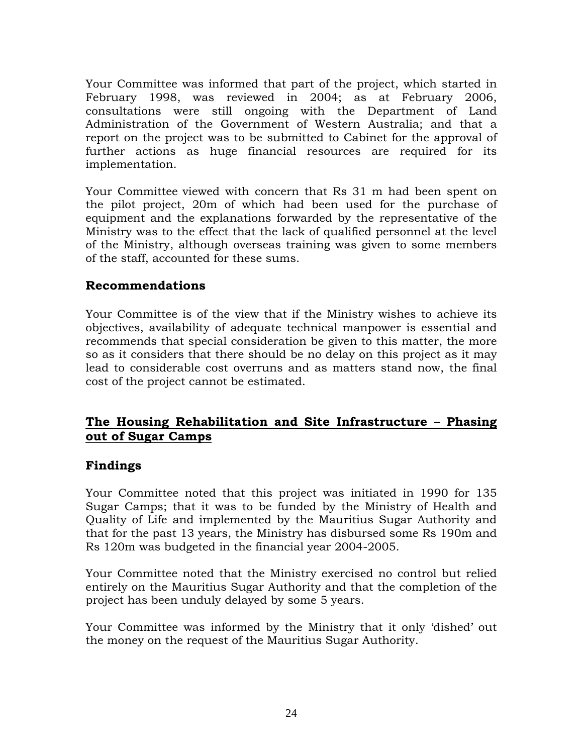Your Committee was informed that part of the project, which started in February 1998, was reviewed in 2004; as at February 2006, consultations were still ongoing with the Department of Land Administration of the Government of Western Australia; and that a report on the project was to be submitted to Cabinet for the approval of further actions as huge financial resources are required for its implementation.

Your Committee viewed with concern that Rs 31 m had been spent on the pilot project, 20m of which had been used for the purchase of equipment and the explanations forwarded by the representative of the Ministry was to the effect that the lack of qualified personnel at the level of the Ministry, although overseas training was given to some members of the staff, accounted for these sums.

## Recommendations

Your Committee is of the view that if the Ministry wishes to achieve its objectives, availability of adequate technical manpower is essential and recommends that special consideration be given to this matter, the more so as it considers that there should be no delay on this project as it may lead to considerable cost overruns and as matters stand now, the final cost of the project cannot be estimated.

## <u>The Housing Rehabilitation and Site Infrastructure – Phasing out of Sugar Camps</u>

## Findings

Your Committee noted that this project was initiated in 1990 for 135 Sugar Camps; that it was to be funded by the Ministry of Health and Quality of Life and implemented by the Mauritius Sugar Authority and that for the past 13 years, the Ministry has disbursed some Rs 190m and Rs 120m was budgeted in the financial year 2004-2005.

Your Committee noted that the Ministry exercised no control but relied entirely on the Mauritius Sugar Authority and that the completion of the project has been unduly delayed by some 5 years.

Your Committee was informed by the Ministry that it only 'dished' out the money on the request of the Mauritius Sugar Authority.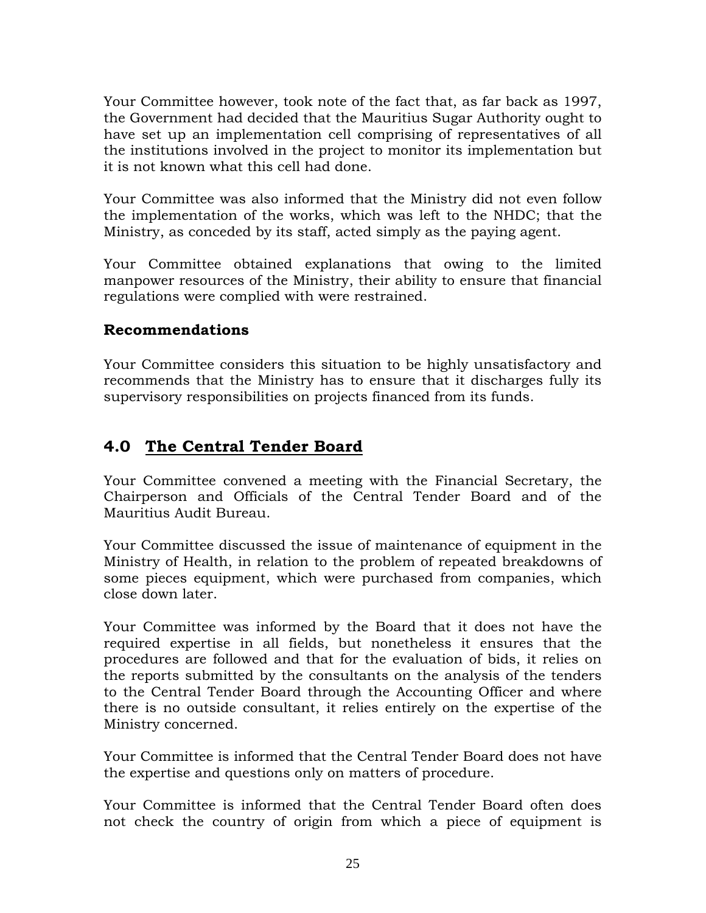Your Committee however, took note of the fact that, as far back as 1997, the Government had decided that the Mauritius Sugar Authority ought to have set up an implementation cell comprising of representatives of all the institutions involved in the project to monitor its implementation but it is not known what this cell had done.

Your Committee was also informed that the Ministry did not even follow the implementation of the works, which was left to the NHDC; that the Ministry, as conceded by its staff, acted simply as the paying agent.

Your Committee obtained explanations that owing to the limited manpower resources of the Ministry, their ability to ensure that financial regulations were complied with were restrained.

### Recommendations

Your Committee considers this situation to be highly unsatisfactory and recommends that the Ministry has to ensure that it discharges fully its supervisory responsibilities on projects financed from its funds.

## 4.0 <u>The Central Tender Board</u>

Your Committee convened a meeting with the Financial Secretary, the Chairperson and Officials of the Central Tender Board and of the Mauritius Audit Bureau.

Your Committee discussed the issue of maintenance of equipment in the Ministry of Health, in relation to the problem of repeated breakdowns of some pieces equipment, which were purchased from companies, which close down later.

Your Committee was informed by the Board that it does not have the required expertise in all fields, but nonetheless it ensures that the procedures are followed and that for the evaluation of bids, it relies on the reports submitted by the consultants on the analysis of the tenders to the Central Tender Board through the Accounting Officer and where there is no outside consultant, it relies entirely on the expertise of the Ministry concerned.

Your Committee is informed that the Central Tender Board does not have the expertise and questions only on matters of procedure.

Your Committee is informed that the Central Tender Board often does not check the country of origin from which a piece of equipment is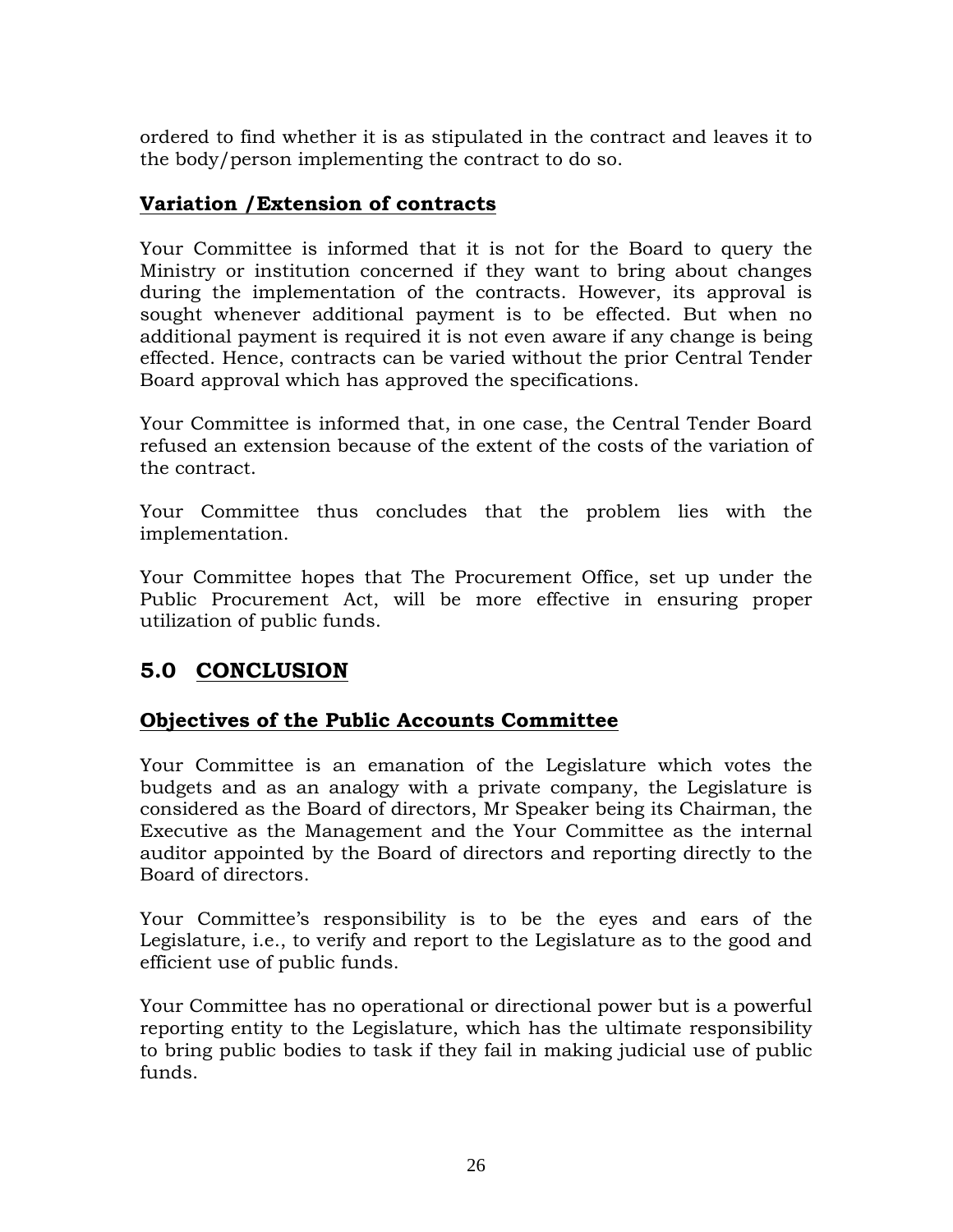ordered to find whether it is as stipulated in the contract and leaves it to the body/person implementing the contract to do so.

### Variation /Extension of contracts

Your Committee is informed that it is not for the Board to query the Ministry or institution concerned if they want to bring about changes during the implementation of the contracts. However, its approval is sought whenever additional payment is to be effected. But when no additional payment is required it is not even aware if any change is being effected. Hence, contracts can be varied without the prior Central Tender Board approval which has approved the specifications.

Your Committee is informed that, in one case, the Central Tender Board refused an extension because of the extent of the costs of the variation of the contract.

Your Committee thus concludes that the problem lies with the implementation.

Your Committee hopes that The Procurement Office, set up under the Public Procurement Act, will be more effective in ensuring proper utilization of public funds.

## 5.0 CONCLUSION

### Objectives of the Public Accounts Committee

Your Committee is an emanation of the Legislature which votes the budgets and as an analogy with a private company, the Legislature is considered as the Board of directors, Mr Speaker being its Chairman, the Executive as the Management and the Your Committee as the internal auditor appointed by the Board of directors and reporting directly to the Board of directors.

Your Committee's responsibility is to be the eyes and ears of the Legislature, i.e., to verify and report to the Legislature as to the good and efficient use of public funds.

Your Committee has no operational or directional power but is a powerful reporting entity to the Legislature, which has the ultimate responsibility to bring public bodies to task if they fail in making judicial use of public funds.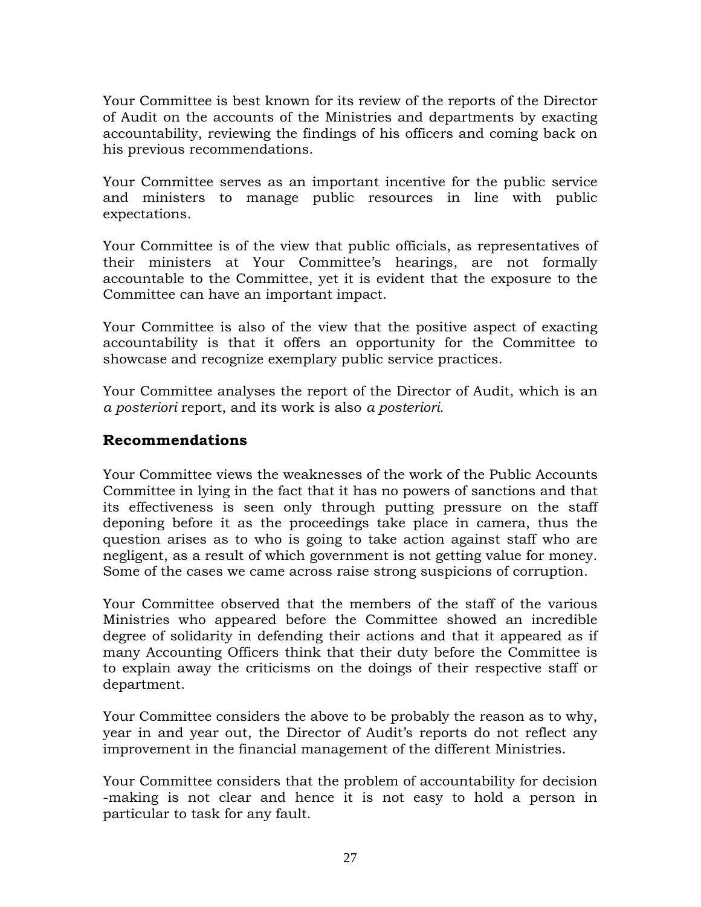Your Committee is best known for its review of the reports of the Director of Audit on the accounts of the Ministries and departments by exacting accountability, reviewing the findings of his officers and coming back on his previous recommendations.

Your Committee serves as an important incentive for the public service and ministers to manage public resources in line with public expectations.

Your Committee is of the view that public officials, as representatives of their ministers at Your Committee's hearings, are not formally accountable to the Committee, yet it is evident that the exposure to the Committee can have an important impact.

Your Committee is also of the view that the positive aspect of exacting accountability is that it offers an opportunity for the Committee to showcase and recognize exemplary public service practices.

Your Committee analyses the report of the Director of Audit, which is an *a posteriori* report, and its work is also *a posteriori.*

## Recommendations

Your Committee views the weaknesses of the work of the Public Accounts Committee in lying in the fact that it has no powers of sanctions and that its effectiveness is seen only through putting pressure on the staff deponing before it as the proceedings take place in camera, thus the question arises as to who is going to take action against staff who are negligent, as a result of which government is not getting value for money. Some of the cases we came across raise strong suspicions of corruption.

Your Committee observed that the members of the staff of the various Ministries who appeared before the Committee showed an incredible degree of solidarity in defending their actions and that it appeared as if many Accounting Officers think that their duty before the Committee is to explain away the criticisms on the doings of their respective staff or department.

Your Committee considers the above to be probably the reason as to why, year in and year out, the Director of Audit's reports do not reflect any improvement in the financial management of the different Ministries.

Your Committee considers that the problem of accountability for decision -making is not clear and hence it is not easy to hold a person in particular to task for any fault.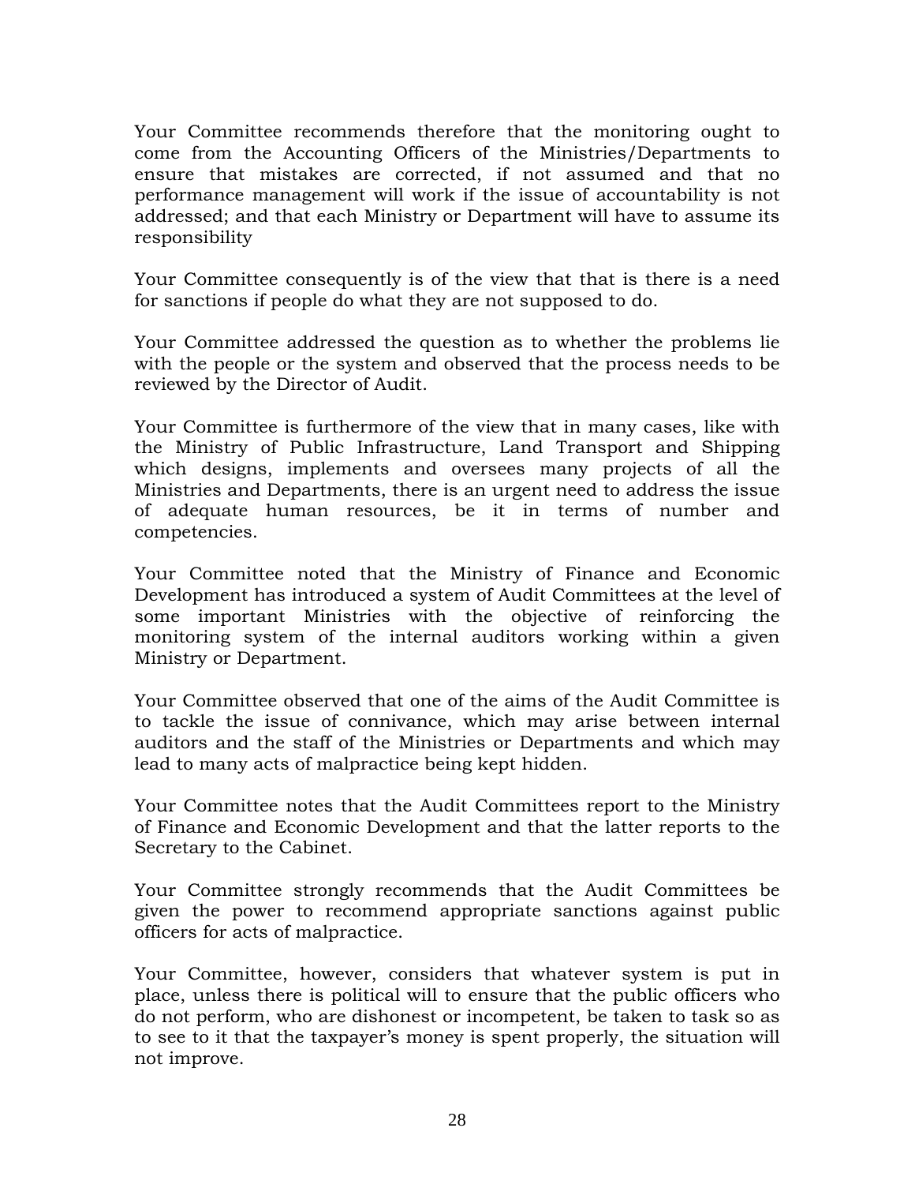Your Committee recommends therefore that the monitoring ought to come from the Accounting Officers of the Ministries/Departments to ensure that mistakes are corrected, if not assumed and that no performance management will work if the issue of accountability is not addressed; and that each Ministry or Department will have to assume its responsibility

Your Committee consequently is of the view that that is there is a need for sanctions if people do what they are not supposed to do.

Your Committee addressed the question as to whether the problems lie with the people or the system and observed that the process needs to be reviewed by the Director of Audit.

Your Committee is furthermore of the view that in many cases, like with the Ministry of Public Infrastructure, Land Transport and Shipping which designs, implements and oversees many projects of all the Ministries and Departments, there is an urgent need to address the issue of adequate human resources, be it in terms of number and competencies.

Your Committee noted that the Ministry of Finance and Economic Development has introduced a system of Audit Committees at the level of some important Ministries with the objective of reinforcing the monitoring system of the internal auditors working within a given Ministry or Department.

Your Committee observed that one of the aims of the Audit Committee is to tackle the issue of connivance, which may arise between internal auditors and the staff of the Ministries or Departments and which may lead to many acts of malpractice being kept hidden.

Your Committee notes that the Audit Committees report to the Ministry of Finance and Economic Development and that the latter reports to the Secretary to the Cabinet.

Your Committee strongly recommends that the Audit Committees be given the power to recommend appropriate sanctions against public officers for acts of malpractice.

Your Committee, however, considers that whatever system is put in place, unless there is political will to ensure that the public officers who do not perform, who are dishonest or incompetent, be taken to task so as to see to it that the taxpayer's money is spent properly, the situation will not improve.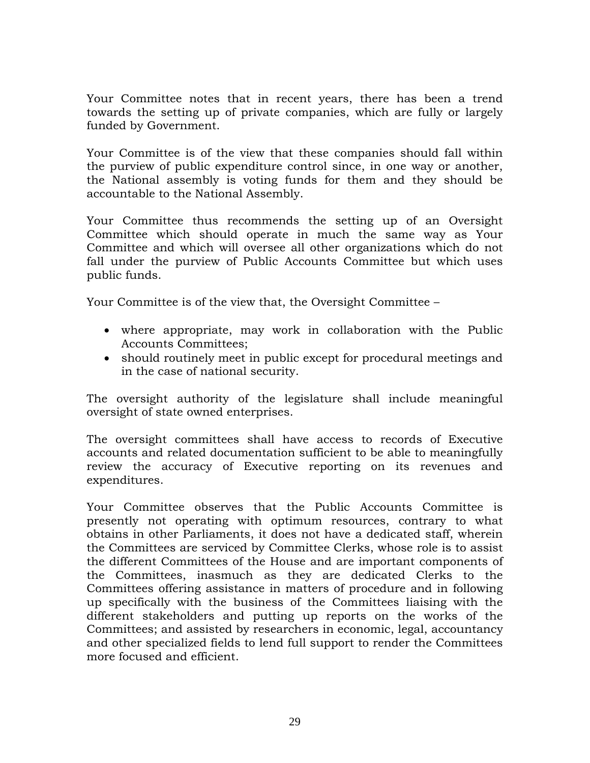Your Committee notes that in recent years, there has been a trend towards the setting up of private companies, which are fully or largely funded by Government.

Your Committee is of the view that these companies should fall within the purview of public expenditure control since, in one way or another, the National assembly is voting funds for them and they should be accountable to the National Assembly.

Your Committee thus recommends the setting up of an Oversight Committee which should operate in much the same way as Your Committee and which will oversee all other organizations which do not fall under the purview of Public Accounts Committee but which uses public funds.

Your Committee is of the view that, the Oversight Committee –

- where appropriate, may work in collaboration with the Public Accounts Committees;
- should routinely meet in public except for procedural meetings and in the case of national security.

The oversight authority of the legislature shall include meaningful oversight of state owned enterprises.

The oversight committees shall have access to records of Executive accounts and related documentation sufficient to be able to meaningfully review the accuracy of Executive reporting on its revenues and expenditures.

Your Committee observes that the Public Accounts Committee is presently not operating with optimum resources, contrary to what obtains in other Parliaments, it does not have a dedicated staff, wherein the Committees are serviced by Committee Clerks, whose role is to assist the different Committees of the House and are important components of the Committees, inasmuch as they are dedicated Clerks to the Committees offering assistance in matters of procedure and in following up specifically with the business of the Committees liaising with the different stakeholders and putting up reports on the works of the Committees; and assisted by researchers in economic, legal, accountancy and other specialized fields to lend full support to render the Committees more focused and efficient.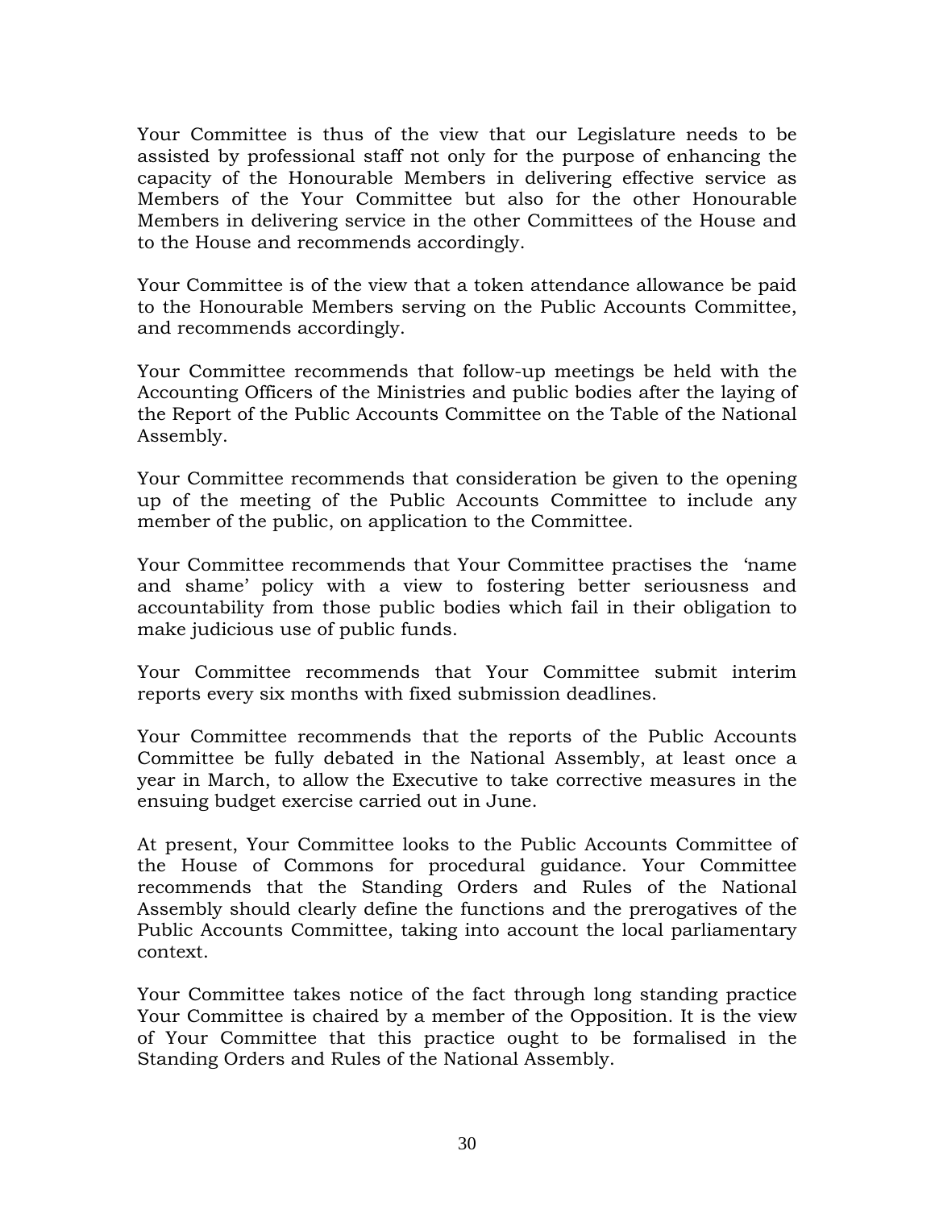Your Committee is thus of the view that our Legislature needs to be assisted by professional staff not only for the purpose of enhancing the capacity of the Honourable Members in delivering effective service as Members of the Your Committee but also for the other Honourable Members in delivering service in the other Committees of the House and to the House and recommends accordingly.

Your Committee is of the view that a token attendance allowance be paid to the Honourable Members serving on the Public Accounts Committee, and recommends accordingly.

Your Committee recommends that follow-up meetings be held with the Accounting Officers of the Ministries and public bodies after the laying of the Report of the Public Accounts Committee on the Table of the National Assembly.

Your Committee recommends that consideration be given to the opening up of the meeting of the Public Accounts Committee to include any member of the public, on application to the Committee.

Your Committee recommends that Your Committee practises the 'name and shame' policy with a view to fostering better seriousness and accountability from those public bodies which fail in their obligation to make judicious use of public funds.

Your Committee recommends that Your Committee submit interim reports every six months with fixed submission deadlines.

Your Committee recommends that the reports of the Public Accounts Committee be fully debated in the National Assembly, at least once a year in March, to allow the Executive to take corrective measures in the ensuing budget exercise carried out in June.

At present, Your Committee looks to the Public Accounts Committee of the House of Commons for procedural guidance. Your Committee recommends that the Standing Orders and Rules of the National Assembly should clearly define the functions and the prerogatives of the Public Accounts Committee, taking into account the local parliamentary context.

Your Committee takes notice of the fact through long standing practice Your Committee is chaired by a member of the Opposition. It is the view of Your Committee that this practice ought to be formalised in the Standing Orders and Rules of the National Assembly.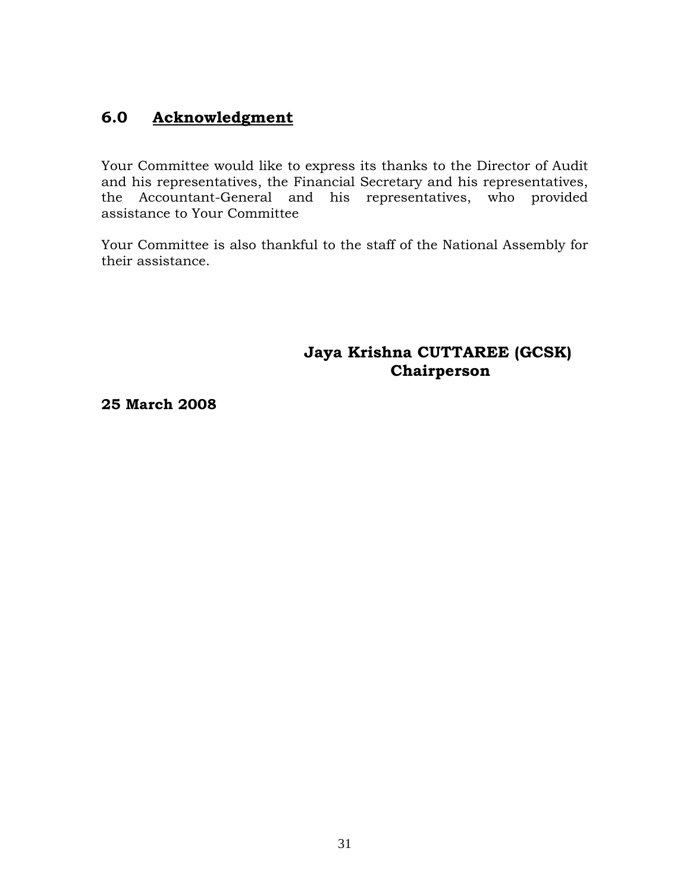## 6.0 Acknowledgment

Your Committee would like to express its thanks to the Director of Audit and his representatives, the Financial Secretary and his representatives, the Accountant-General and his representatives, who provided assistance to Your Committee

Your Committee is also thankful to the staff of the National Assembly for their assistance.

**Jaya Krishna CUTTAREE (GCSK)**
**Chairperson**

**25 March 2008**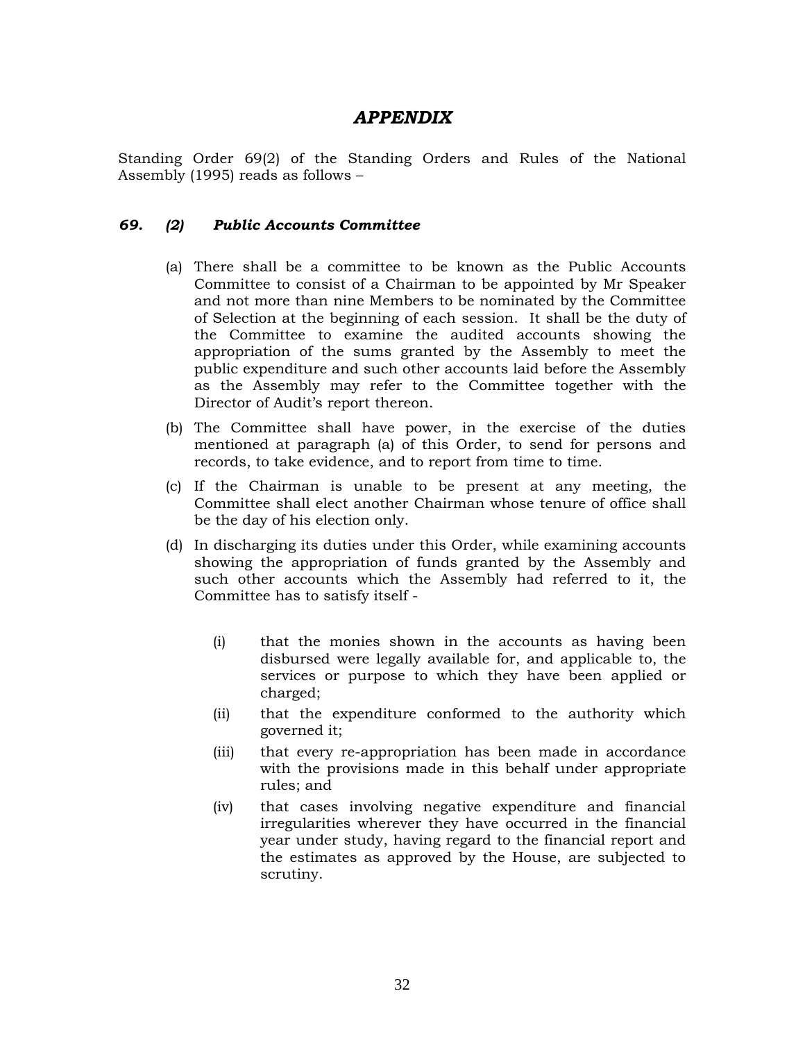# *APPENDIX*

Standing Order 69(2) of the Standing Orders and Rules of the National Assembly (1995) reads as follows –

### *69. (2) Public Accounts Committee*

(a) There shall be a committee to be known as the Public Accounts Committee to consist of a Chairman to be appointed by Mr Speaker and not more than nine Members to be nominated by the Committee of Selection at the beginning of each session. It shall be the duty of the Committee to examine the audited accounts showing the appropriation of the sums granted by the Assembly to meet the public expenditure and such other accounts laid before the Assembly as the Assembly may refer to the Committee together with the Director of Audit's report thereon.

(b) The Committee shall have power, in the exercise of the duties mentioned at paragraph (a) of this Order, to send for persons and records, to take evidence, and to report from time to time.

(c) If the Chairman is unable to be present at any meeting, the Committee shall elect another Chairman whose tenure of office shall be the day of his election only.

(d) In discharging its duties under this Order, while examining accounts showing the appropriation of funds granted by the Assembly and such other accounts which the Assembly had referred to it, the Committee has to satisfy itself -

- (i) that the monies shown in the accounts as having been disbursed were legally available for, and applicable to, the services or purpose to which they have been applied or charged;
- (ii) that the expenditure conformed to the authority which governed it;
- (iii) that every re-appropriation has been made in accordance with the provisions made in this behalf under appropriate rules; and
- (iv) that cases involving negative expenditure and financial irregularities wherever they have occurred in the financial year under study, having regard to the financial report and the estimates as approved by the House, are subjected to scrutiny.